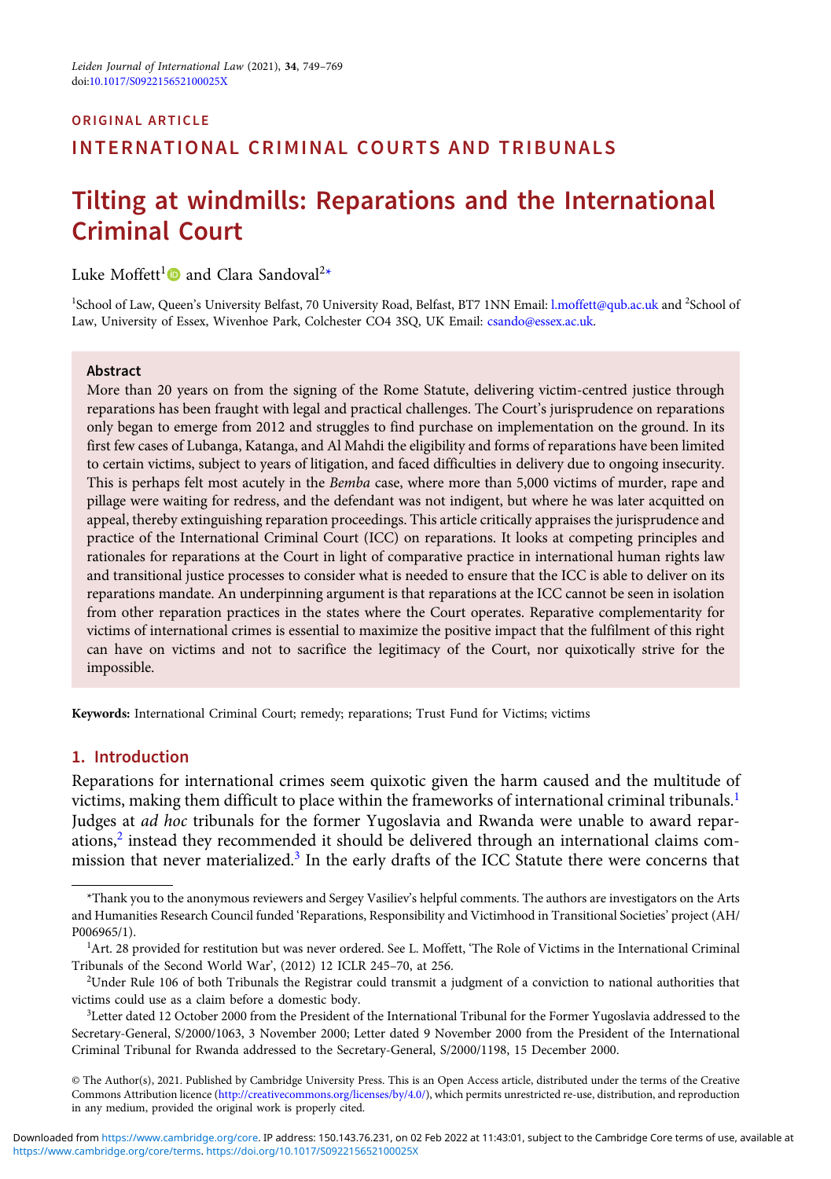ORIGINAL ARTICLE

INTERNATIONAL CRIMINAL COURTS AND TRIBUNALS

# Tilting at windmills: Reparations and the International Criminal Court

Luke Moffett[1] and Clara Sandoval[2*]

[1]School of Law, Queen's University Belfast, 70 University Road, Belfast, BT7 1NN Email: l.moffett@qub.ac.uk and [2]School of Law, University of Essex, Wivenhoe Park, Colchester CO4 3SQ, UK Email: csando@essex.ac.uk.

## Abstract

More than 20 years on from the signing of the Rome Statute, delivering victim-centred justice through reparations has been fraught with legal and practical challenges. The Court's jurisprudence on reparations only began to emerge from 2012 and struggles to find purchase on implementation on the ground. In its first few cases of Lubanga, Katanga, and Al Mahdi the eligibility and forms of reparations have been limited to certain victims, subject to years of litigation, and faced difficulties in delivery due to ongoing insecurity. This is perhaps felt most acutely in the *Bemba* case, where more than 5,000 victims of murder, rape and pillage were waiting for redress, and the defendant was not indigent, but where he was later acquitted on appeal, thereby extinguishing reparation proceedings. This article critically appraises the jurisprudence and practice of the International Criminal Court (ICC) on reparations. It looks at competing principles and rationales for reparations at the Court in light of comparative practice in international human rights law and transitional justice processes to consider what is needed to ensure that the ICC is able to deliver on its reparations mandate. An underpinning argument is that reparations at the ICC cannot be seen in isolation from other reparation practices in the states where the Court operates. Reparative complementarity for victims of international crimes is essential to maximize the positive impact that the fulfilment of this right can have on victims and not to sacrifice the legitimacy of the Court, nor quixotically strive for the impossible.

**Keywords:** International Criminal Court; remedy; reparations; Trust Fund for Victims; victims

## 1. Introduction

Reparations for international crimes seem quixotic given the harm caused and the multitude of victims, making them difficult to place within the frameworks of international criminal tribunals.[1] Judges at *ad hoc* tribunals for the former Yugoslavia and Rwanda were unable to award reparations,[2] instead they recommended it should be delivered through an international claims commission that never materialized.[3] In the early drafts of the ICC Statute there were concerns that

*Thank you to the anonymous reviewers and Sergey Vasiliev's helpful comments. The authors are investigators on the Arts and Humanities Research Council funded 'Reparations, Responsibility and Victimhood in Transitional Societies' project (AH/P006965/1).

[1]Art. 28 provided for restitution but was never ordered. See L. Moffett, 'The Role of Victims in the International Criminal Tribunals of the Second World War', (2012) 12 ICLR 245–70, at 256.

[2]Under Rule 106 of both Tribunals the Registrar could transmit a judgment of a conviction to national authorities that victims could use as a claim before a domestic body.

[3]Letter dated 12 October 2000 from the President of the International Tribunal for the Former Yugoslavia addressed to the Secretary-General, S/2000/1063, 3 November 2000; Letter dated 9 November 2000 from the President of the International Criminal Tribunal for Rwanda addressed to the Secretary-General, S/2000/1198, 15 December 2000.

© The Author(s), 2021. Published by Cambridge University Press. This is an Open Access article, distributed under the terms of the Creative Commons Attribution licence (http://creativecommons.org/licenses/by/4.0/), which permits unrestricted re-use, distribution, and reproduction in any medium, provided the original work is properly cited.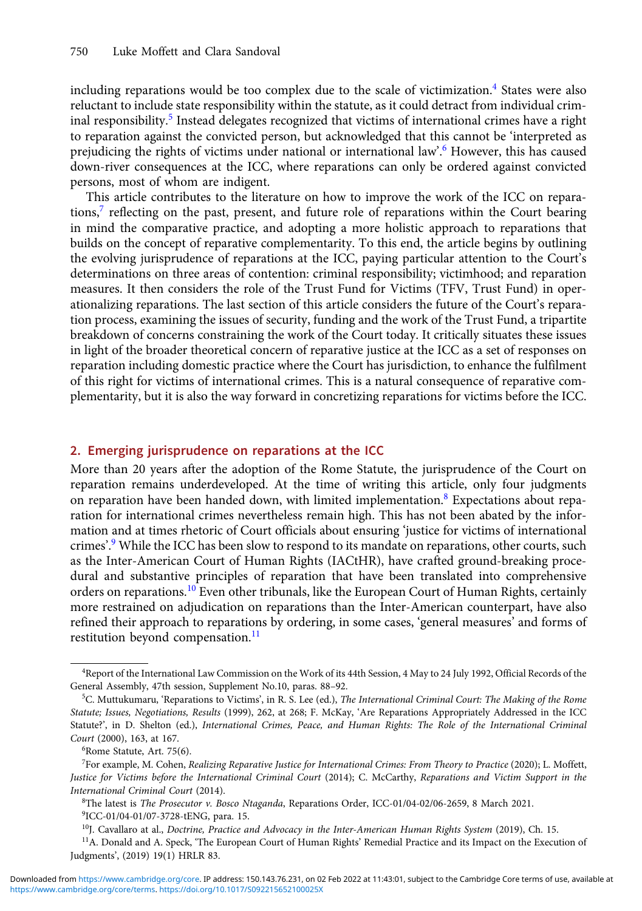including reparations would be too complex due to the scale of victimization.[4] States were also reluctant to include state responsibility within the statute, as it could detract from individual criminal responsibility.[5] Instead delegates recognized that victims of international crimes have a right to reparation against the convicted person, but acknowledged that this cannot be 'interpreted as prejudicing the rights of victims under national or international law'.[6] However, this has caused down-river consequences at the ICC, where reparations can only be ordered against convicted persons, most of whom are indigent.

This article contributes to the literature on how to improve the work of the ICC on reparations,[7] reflecting on the past, present, and future role of reparations within the Court bearing in mind the comparative practice, and adopting a more holistic approach to reparations that builds on the concept of reparative complementarity. To this end, the article begins by outlining the evolving jurisprudence of reparations at the ICC, paying particular attention to the Court's determinations on three areas of contention: criminal responsibility; victimhood; and reparation measures. It then considers the role of the Trust Fund for Victims (TFV, Trust Fund) in operationalizing reparations. The last section of this article considers the future of the Court's reparation process, examining the issues of security, funding and the work of the Trust Fund, a tripartite breakdown of concerns constraining the work of the Court today. It critically situates these issues in light of the broader theoretical concern of reparative justice at the ICC as a set of responses on reparation including domestic practice where the Court has jurisdiction, to enhance the fulfilment of this right for victims of international crimes. This is a natural consequence of reparative complementarity, but it is also the way forward in concretizing reparations for victims before the ICC.

## 2. Emerging jurisprudence on reparations at the ICC

More than 20 years after the adoption of the Rome Statute, the jurisprudence of the Court on reparation remains underdeveloped. At the time of writing this article, only four judgments on reparation have been handed down, with limited implementation.[8] Expectations about reparation for international crimes nevertheless remain high. This has not been abated by the information and at times rhetoric of Court officials about ensuring 'justice for victims of international crimes'.[9] While the ICC has been slow to respond to its mandate on reparations, other courts, such as the Inter-American Court of Human Rights (IACtHR), have crafted ground-breaking procedural and substantive principles of reparation that have been translated into comprehensive orders on reparations.[10] Even other tribunals, like the European Court of Human Rights, certainly more restrained on adjudication on reparations than the Inter-American counterpart, have also refined their approach to reparations by ordering, in some cases, 'general measures' and forms of restitution beyond compensation.[11]

---

[4] Report of the International Law Commission on the Work of its 44th Session, 4 May to 24 July 1992, Official Records of the General Assembly, 47th session, Supplement No.10, paras. 88–92.

[5] C. Muttukumaru, 'Reparations to Victims', in R. S. Lee (ed.), *The International Criminal Court: The Making of the Rome Statute; Issues, Negotiations, Results* (1999), 262, at 268; F. McKay, 'Are Reparations Appropriately Addressed in the ICC Statute?', in D. Shelton (ed.), *International Crimes, Peace, and Human Rights: The Role of the International Criminal Court* (2000), 163, at 167.

[6] Rome Statute, Art. 75(6).

[7] For example, M. Cohen, *Realizing Reparative Justice for International Crimes: From Theory to Practice* (2020); L. Moffett, *Justice for Victims before the International Criminal Court* (2014); C. McCarthy, *Reparations and Victim Support in the International Criminal Court* (2014).

[8] The latest is *The Prosecutor v. Bosco Ntaganda*, Reparations Order, ICC-01/04-02/06-2659, 8 March 2021.

[9] ICC-01/04-01/07-3728-tENG, para. 15.

[10] J. Cavallaro at al., *Doctrine, Practice and Advocacy in the Inter-American Human Rights System* (2019), Ch. 15.

[11] A. Donald and A. Speck, 'The European Court of Human Rights' Remedial Practice and its Impact on the Execution of Judgments', (2019) 19(1) HRLR 83.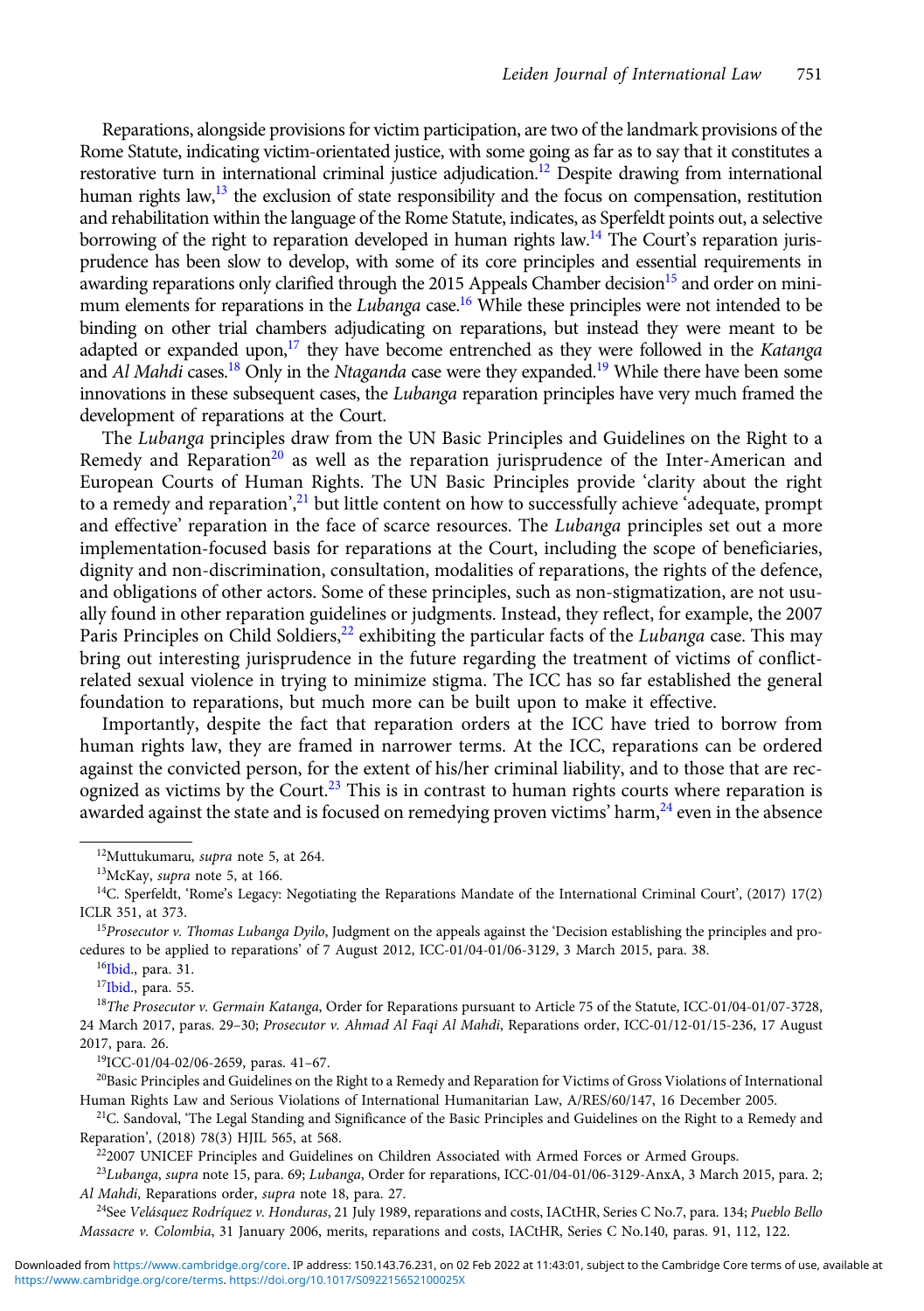Reparations, alongside provisions for victim participation, are two of the landmark provisions of the Rome Statute, indicating victim-orientated justice, with some going as far as to say that it constitutes a restorative turn in international criminal justice adjudication.[12] Despite drawing from international human rights law,[13] the exclusion of state responsibility and the focus on compensation, restitution and rehabilitation within the language of the Rome Statute, indicates, as Sperfeldt points out, a selective borrowing of the right to reparation developed in human rights law.[14] The Court's reparation jurisprudence has been slow to develop, with some of its core principles and essential requirements in awarding reparations only clarified through the 2015 Appeals Chamber decision[15] and order on minimum elements for reparations in the *Lubanga* case.[16] While these principles were not intended to be binding on other trial chambers adjudicating on reparations, but instead they were meant to be adapted or expanded upon,[17] they have become entrenched as they were followed in the *Katanga* and *Al Mahdi* cases.[18] Only in the *Ntaganda* case were they expanded.[19] While there have been some innovations in these subsequent cases, the *Lubanga* reparation principles have very much framed the development of reparations at the Court.

The *Lubanga* principles draw from the UN Basic Principles and Guidelines on the Right to a Remedy and Reparation[20] as well as the reparation jurisprudence of the Inter-American and European Courts of Human Rights. The UN Basic Principles provide 'clarity about the right to a remedy and reparation',[21] but little content on how to successfully achieve 'adequate, prompt and effective' reparation in the face of scarce resources. The *Lubanga* principles set out a more implementation-focused basis for reparations at the Court, including the scope of beneficiaries, dignity and non-discrimination, consultation, modalities of reparations, the rights of the defence, and obligations of other actors. Some of these principles, such as non-stigmatization, are not usually found in other reparation guidelines or judgments. Instead, they reflect, for example, the 2007 Paris Principles on Child Soldiers,[22] exhibiting the particular facts of the *Lubanga* case. This may bring out interesting jurisprudence in the future regarding the treatment of victims of conflict-related sexual violence in trying to minimize stigma. The ICC has so far established the general foundation to reparations, but much more can be built upon to make it effective.

Importantly, despite the fact that reparation orders at the ICC have tried to borrow from human rights law, they are framed in narrower terms. At the ICC, reparations can be ordered against the convicted person, for the extent of his/her criminal liability, and to those that are recognized as victims by the Court.[23] This is in contrast to human rights courts where reparation is awarded against the state and is focused on remedying proven victims' harm,[24] even in the absence

---

[12] Muttukumaru, *supra* note 5, at 264.

[13] McKay, *supra* note 5, at 166.

[14] C. Sperfeldt, 'Rome's Legacy: Negotiating the Reparations Mandate of the International Criminal Court', (2017) 17(2) ICLR 351, at 373.

[15] *Prosecutor v. Thomas Lubanga Dyilo*, Judgment on the appeals against the 'Decision establishing the principles and procedures to be applied to reparations' of 7 August 2012, ICC-01/04-01/06-3129, 3 March 2015, para. 38.

[16] Ibid., para. 31.

[17] Ibid., para. 55.

[18] *The Prosecutor v. Germain Katanga*, Order for Reparations pursuant to Article 75 of the Statute, ICC-01/04-01/07-3728, 24 March 2017, paras. 29–30; *Prosecutor v. Ahmad Al Faqi Al Mahdi*, Reparations order, ICC-01/12-01/15-236, 17 August 2017, para. 26.

[19] ICC-01/04-02/06-2659, paras. 41–67.

[20] Basic Principles and Guidelines on the Right to a Remedy and Reparation for Victims of Gross Violations of International Human Rights Law and Serious Violations of International Humanitarian Law, A/RES/60/147, 16 December 2005.

[21] C. Sandoval, 'The Legal Standing and Significance of the Basic Principles and Guidelines on the Right to a Remedy and Reparation', (2018) 78(3) HJIL 565, at 568.

[22] 2007 UNICEF Principles and Guidelines on Children Associated with Armed Forces or Armed Groups.

[23] *Lubanga*, *supra* note 15, para. 69; *Lubanga*, Order for reparations, ICC-01/04-01/06-3129-AnxA, 3 March 2015, para. 2; *Al Mahdi*, Reparations order, *supra* note 18, para. 27.

[24] See *Velásquez Rodríquez v. Honduras*, 21 July 1989, reparations and costs, IACtHR, Series C No.7, para. 134; *Pueblo Bello Massacre v. Colombia*, 31 January 2006, merits, reparations and costs, IACtHR, Series C No.140, paras. 91, 112, 122.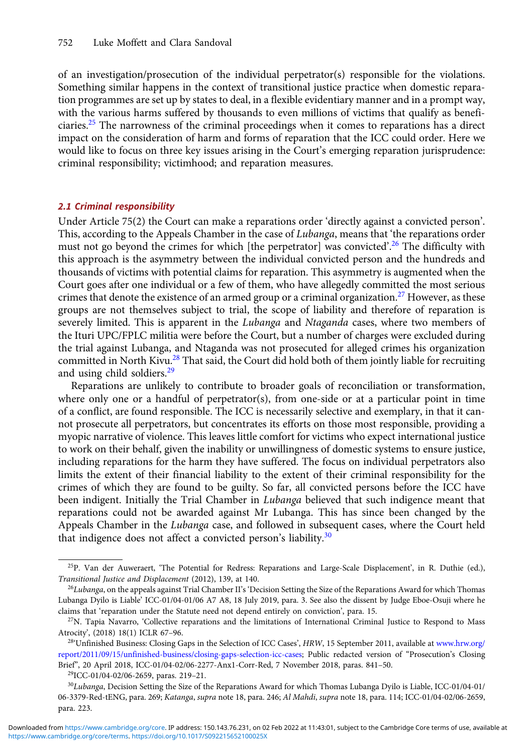of an investigation/prosecution of the individual perpetrator(s) responsible for the violations. Something similar happens in the context of transitional justice practice when domestic reparation programmes are set up by states to deal, in a flexible evidentiary manner and in a prompt way, with the various harms suffered by thousands to even millions of victims that qualify as beneficiaries.[25] The narrowness of the criminal proceedings when it comes to reparations has a direct impact on the consideration of harm and forms of reparation that the ICC could order. Here we would like to focus on three key issues arising in the Court's emerging reparation jurisprudence: criminal responsibility; victimhood; and reparation measures.

### *2.1 Criminal responsibility*

Under Article 75(2) the Court can make a reparations order 'directly against a convicted person'. This, according to the Appeals Chamber in the case of *Lubanga*, means that 'the reparations order must not go beyond the crimes for which [the perpetrator] was convicted'.[26] The difficulty with this approach is the asymmetry between the individual convicted person and the hundreds and thousands of victims with potential claims for reparation. This asymmetry is augmented when the Court goes after one individual or a few of them, who have allegedly committed the most serious crimes that denote the existence of an armed group or a criminal organization.[27] However, as these groups are not themselves subject to trial, the scope of liability and therefore of reparation is severely limited. This is apparent in the *Lubanga* and *Ntaganda* cases, where two members of the Ituri UPC/FPLC militia were before the Court, but a number of charges were excluded during the trial against Lubanga, and Ntaganda was not prosecuted for alleged crimes his organization committed in North Kivu.[28] That said, the Court did hold both of them jointly liable for recruiting and using child soldiers.[29]

Reparations are unlikely to contribute to broader goals of reconciliation or transformation, where only one or a handful of perpetrator(s), from one-side or at a particular point in time of a conflict, are found responsible. The ICC is necessarily selective and exemplary, in that it cannot prosecute all perpetrators, but concentrates its efforts on those most responsible, providing a myopic narrative of violence. This leaves little comfort for victims who expect international justice to work on their behalf, given the inability or unwillingness of domestic systems to ensure justice, including reparations for the harm they have suffered. The focus on individual perpetrators also limits the extent of their financial liability to the extent of their criminal responsibility for the crimes of which they are found to be guilty. So far, all convicted persons before the ICC have been indigent. Initially the Trial Chamber in *Lubanga* believed that such indigence meant that reparations could not be awarded against Mr Lubanga. This has since been changed by the Appeals Chamber in the *Lubanga* case, and followed in subsequent cases, where the Court held that indigence does not affect a convicted person's liability.[30]

---

[25] P. Van der Auweraert, 'The Potential for Redress: Reparations and Large-Scale Displacement', in R. Duthie (ed.), *Transitional Justice and Displacement* (2012), 139, at 140.

[26] *Lubanga*, on the appeals against Trial Chamber II's 'Decision Setting the Size of the Reparations Award for which Thomas Lubanga Dyilo is Liable' ICC-01/04-01/06 A7 A8, 18 July 2019, para. 3. See also the dissent by Judge Eboe-Osuji where he claims that 'reparation under the Statute need not depend entirely on conviction', para. 15.

[27] N. Tapia Navarro, 'Collective reparations and the limitations of International Criminal Justice to Respond to Mass Atrocity', (2018) 18(1) ICLR 67–96.

[28] 'Unfinished Business: Closing Gaps in the Selection of ICC Cases', *HRW*, 15 September 2011, available at www.hrw.org/report/2011/09/15/unfinished-business/closing-gaps-selection-icc-cases; Public redacted version of "Prosecution's Closing Brief", 20 April 2018, ICC-01/04-02/06-2277-Anx1-Corr-Red, 7 November 2018, paras. 841–50.

[29] ICC-01/04-02/06-2659, paras. 219–21.

[30] *Lubanga*, Decision Setting the Size of the Reparations Award for which Thomas Lubanga Dyilo is Liable, ICC-01/04-01/06-3379-Red-tENG, para. 269; *Katanga*, *supra* note 18, para. 246; *Al Mahdi*, *supra* note 18, para. 114; ICC-01/04-02/06-2659, para. 223.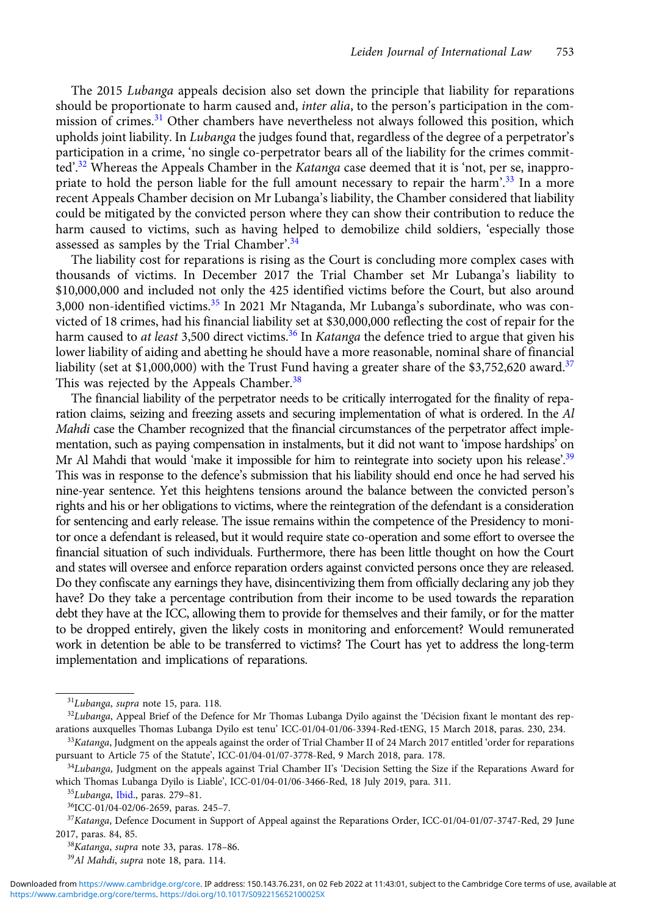The 2015 *Lubanga* appeals decision also set down the principle that liability for reparations should be proportionate to harm caused and, *inter alia*, to the person's participation in the commission of crimes.[31] Other chambers have nevertheless not always followed this position, which upholds joint liability. In *Lubanga* the judges found that, regardless of the degree of a perpetrator's participation in a crime, 'no single co-perpetrator bears all of the liability for the crimes committed'.[32] Whereas the Appeals Chamber in the *Katanga* case deemed that it is 'not, per se, inappropriate to hold the person liable for the full amount necessary to repair the harm'.[33] In a more recent Appeals Chamber decision on Mr Lubanga's liability, the Chamber considered that liability could be mitigated by the convicted person where they can show their contribution to reduce the harm caused to victims, such as having helped to demobilize child soldiers, 'especially those assessed as samples by the Trial Chamber'.[34]

The liability cost for reparations is rising as the Court is concluding more complex cases with thousands of victims. In December 2017 the Trial Chamber set Mr Lubanga's liability to \$10,000,000 and included not only the 425 identified victims before the Court, but also around 3,000 non-identified victims.[35] In 2021 Mr Ntaganda, Mr Lubanga's subordinate, who was convicted of 18 crimes, had his financial liability set at \$30,000,000 reflecting the cost of repair for the harm caused to *at least* 3,500 direct victims.[36] In *Katanga* the defence tried to argue that given his lower liability of aiding and abetting he should have a more reasonable, nominal share of financial liability (set at \$1,000,000) with the Trust Fund having a greater share of the \$3,752,620 award.[37] This was rejected by the Appeals Chamber.[38]

The financial liability of the perpetrator needs to be critically interrogated for the finality of reparation claims, seizing and freezing assets and securing implementation of what is ordered. In the *Al Mahdi* case the Chamber recognized that the financial circumstances of the perpetrator affect implementation, such as paying compensation in instalments, but it did not want to 'impose hardships' on Mr Al Mahdi that would 'make it impossible for him to reintegrate into society upon his release'.[39] This was in response to the defence's submission that his liability should end once he had served his nine-year sentence. Yet this heightens tensions around the balance between the convicted person's rights and his or her obligations to victims, where the reintegration of the defendant is a consideration for sentencing and early release. The issue remains within the competence of the Presidency to monitor once a defendant is released, but it would require state co-operation and some effort to oversee the financial situation of such individuals. Furthermore, there has been little thought on how the Court and states will oversee and enforce reparation orders against convicted persons once they are released. Do they confiscate any earnings they have, disincentivizing them from officially declaring any job they have? Do they take a percentage contribution from their income to be used towards the reparation debt they have at the ICC, allowing them to provide for themselves and their family, or for the matter to be dropped entirely, given the likely costs in monitoring and enforcement? Would remunerated work in detention be able to be transferred to victims? The Court has yet to address the long-term implementation and implications of reparations.

---

[31] *Lubanga*, *supra* note 15, para. 118.

[32] *Lubanga*, Appeal Brief of the Defence for Mr Thomas Lubanga Dyilo against the 'Décision fixant le montant des réparations auxquelles Thomas Lubanga Dyilo est tenu' ICC-01/04-01/06-3394-Red-tENG, 15 March 2018, paras. 230, 234.

[33] *Katanga*, Judgment on the appeals against the order of Trial Chamber II of 24 March 2017 entitled 'order for reparations pursuant to Article 75 of the Statute', ICC-01/04-01/07-3778-Red, 9 March 2018, para. 178.

[34] *Lubanga*, Judgment on the appeals against Trial Chamber II's 'Decision Setting the Size if the Reparations Award for which Thomas Lubanga Dyilo is Liable', ICC-01/04-01/06-3466-Red, 18 July 2019, para. 311.

[35] *Lubanga*, Ibid., paras. 279–81.

[36] ICC-01/04-02/06-2659, paras. 245–7.

[37] *Katanga*, Defence Document in Support of Appeal against the Reparations Order, ICC-01/04-01/07-3747-Red, 29 June 2017, paras. 84, 85.

[38] *Katanga*, *supra* note 33, paras. 178–86.

[39] *Al Mahdi*, *supra* note 18, para. 114.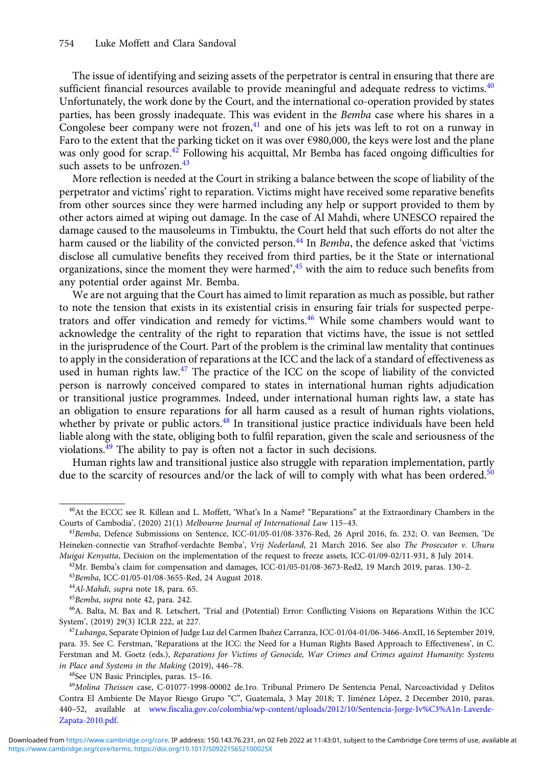The issue of identifying and seizing assets of the perpetrator is central in ensuring that there are sufficient financial resources available to provide meaningful and adequate redress to victims.[40] Unfortunately, the work done by the Court, and the international co-operation provided by states parties, has been grossly inadequate. This was evident in the *Bemba* case where his shares in a Congolese beer company were not frozen,[41] and one of his jets was left to rot on a runway in Faro to the extent that the parking ticket on it was over €980,000, the keys were lost and the plane was only good for scrap.[42] Following his acquittal, Mr Bemba has faced ongoing difficulties for such assets to be unfrozen.[43]

More reflection is needed at the Court in striking a balance between the scope of liability of the perpetrator and victims' right to reparation. Victims might have received some reparative benefits from other sources since they were harmed including any help or support provided to them by other actors aimed at wiping out damage. In the case of Al Mahdi, where UNESCO repaired the damage caused to the mausoleums in Timbuktu, the Court held that such efforts do not alter the harm caused or the liability of the convicted person.[44] In *Bemba*, the defence asked that 'victims disclose all cumulative benefits they received from third parties, be it the State or international organizations, since the moment they were harmed',[45] with the aim to reduce such benefits from any potential order against Mr. Bemba.

We are not arguing that the Court has aimed to limit reparation as much as possible, but rather to note the tension that exists in its existential crisis in ensuring fair trials for suspected perpetrators and offer vindication and remedy for victims.[46] While some chambers would want to acknowledge the centrality of the right to reparation that victims have, the issue is not settled in the jurisprudence of the Court. Part of the problem is the criminal law mentality that continues to apply in the consideration of reparations at the ICC and the lack of a standard of effectiveness as used in human rights law.[47] The practice of the ICC on the scope of liability of the convicted person is narrowly conceived compared to states in international human rights adjudication or transitional justice programmes. Indeed, under international human rights law, a state has an obligation to ensure reparations for all harm caused as a result of human rights violations, whether by private or public actors.[48] In transitional justice practice individuals have been held liable along with the state, obliging both to fulfil reparation, given the scale and seriousness of the violations.[49] The ability to pay is often not a factor in such decisions.

Human rights law and transitional justice also struggle with reparation implementation, partly due to the scarcity of resources and/or the lack of will to comply with what has been ordered.[50]

---

[40] At the ECCC see R. Killean and L. Moffett, 'What's In a Name? "Reparations" at the Extraordinary Chambers in the Courts of Cambodia', (2020) 21(1) *Melbourne Journal of International Law* 115–43.

[41] *Bemba*, Defence Submissions on Sentence, ICC-01/05-01/08-3376-Red, 26 April 2016, fn. 232; O. van Beemen, 'De Heineken-connectie van Strafhof-verdachte Bemba', *Vrij Nederland*, 21 March 2016. See also *The Prosecutor v. Uhuru Muigai Kenyatta*, Decision on the implementation of the request to freeze assets, ICC-01/09-02/11-931, 8 July 2014.

[42] Mr. Bemba's claim for compensation and damages, ICC-01/05-01/08-3673-Red2, 19 March 2019, paras. 130–2.

[43] *Bemba*, ICC-01/05-01/08-3655-Red, 24 August 2018.

[44] *Al-Mahdi*, *supra* note 18, para. 65.

[45] *Bemba*, *supra* note 42, para. 242.

[46] A. Balta, M. Bax and R. Letschert, 'Trial and (Potential) Error: Conflicting Visions on Reparations Within the ICC System', (2019) 29(3) ICLR 222, at 227.

[47] *Lubanga*, Separate Opinion of Judge Luz del Carmen Ibañez Carranza, ICC-01/04-01/06-3466-AnxII, 16 September 2019, para. 35. See C. Ferstman, 'Reparations at the ICC: the Need for a Human Rights Based Approach to Effectiveness', in C. Ferstman and M. Goetz (eds.), *Reparations for Victims of Genocide, War Crimes and Crimes against Humanity: Systems in Place and Systems in the Making* (2019), 446–78.

[48] See UN Basic Principles, paras. 15–16.

[49] *Molina Theissen* case, C-01077-1998-00002 de.1ro. Tribunal Primero De Sentencia Penal, Narcoactividad y Delitos Contra El Ambiente De Mayor Riesgo Grupo "C", Guatemala, 3 May 2018; T. Jiménez López, 2 December 2010, paras. 440–52, available at www.fiscalia.gov.co/colombia/wp-content/uploads/2012/10/Sentencia-Jorge-Iv%C3%A1n-Laverde-Zapata-2010.pdf.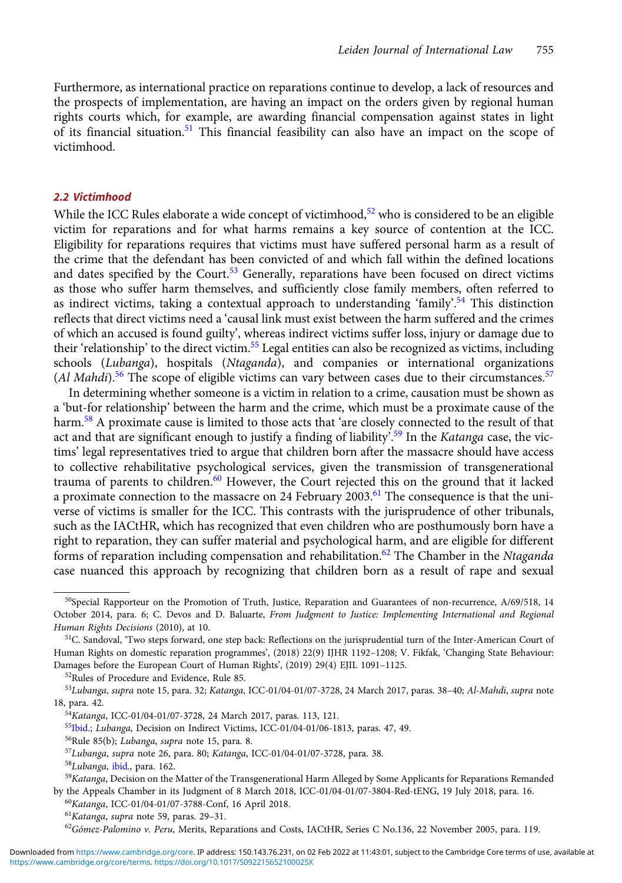Furthermore, as international practice on reparations continue to develop, a lack of resources and the prospects of implementation, are having an impact on the orders given by regional human rights courts which, for example, are awarding financial compensation against states in light of its financial situation.[51] This financial feasibility can also have an impact on the scope of victimhood.

### 2.2 Victimhood

While the ICC Rules elaborate a wide concept of victimhood,[52] who is considered to be an eligible victim for reparations and for what harms remains a key source of contention at the ICC. Eligibility for reparations requires that victims must have suffered personal harm as a result of the crime that the defendant has been convicted of and which fall within the defined locations and dates specified by the Court.[53] Generally, reparations have been focused on direct victims as those who suffer harm themselves, and sufficiently close family members, often referred to as indirect victims, taking a contextual approach to understanding 'family'.[54] This distinction reflects that direct victims need a 'causal link must exist between the harm suffered and the crimes of which an accused is found guilty', whereas indirect victims suffer loss, injury or damage due to their 'relationship' to the direct victim.[55] Legal entities can also be recognized as victims, including schools (*Lubanga*), hospitals (*Ntaganda*), and companies or international organizations (*Al Mahdi*).[56] The scope of eligible victims can vary between cases due to their circumstances.[57]

In determining whether someone is a victim in relation to a crime, causation must be shown as a 'but-for relationship' between the harm and the crime, which must be a proximate cause of the harm.[58] A proximate cause is limited to those acts that 'are closely connected to the result of that act and that are significant enough to justify a finding of liability'.[59] In the *Katanga* case, the victims' legal representatives tried to argue that children born after the massacre should have access to collective rehabilitative psychological services, given the transmission of transgenerational trauma of parents to children.[60] However, the Court rejected this on the ground that it lacked a proximate connection to the massacre on 24 February 2003.[61] The consequence is that the universe of victims is smaller for the ICC. This contrasts with the jurisprudence of other tribunals, such as the IACtHR, which has recognized that even children who are posthumously born have a right to reparation, they can suffer material and psychological harm, and are eligible for different forms of reparation including compensation and rehabilitation.[62] The Chamber in the *Ntaganda* case nuanced this approach by recognizing that children born as a result of rape and sexual

---

[50] Special Rapporteur on the Promotion of Truth, Justice, Reparation and Guarantees of non-recurrence, A/69/518, 14 October 2014, para. 6; C. Devos and D. Baluarte, *From Judgment to Justice: Implementing International and Regional Human Rights Decisions* (2010), at 10.

[51] C. Sandoval, 'Two steps forward, one step back: Reflections on the jurisprudential turn of the Inter-American Court of Human Rights on domestic reparation programmes', (2018) 22(9) IJHR 1192–1208; V. Fikfak, 'Changing State Behaviour: Damages before the European Court of Human Rights', (2019) 29(4) EJIL 1091–1125.

[52] Rules of Procedure and Evidence, Rule 85.

[53] *Lubanga*, *supra* note 15, para. 32; *Katanga*, ICC-01/04-01/07-3728, 24 March 2017, paras. 38–40; *Al-Mahdi*, *supra* note 18, para. 42.

[54] *Katanga*, ICC-01/04-01/07-3728, 24 March 2017, paras. 113, 121.

[55] Ibid.; *Lubanga*, Decision on Indirect Victims, ICC-01/04-01/06-1813, paras. 47, 49.

[56] Rule 85(b); *Lubanga*, *supra* note 15, para. 8.

[57] *Lubanga*, *supra* note 26, para. 80; *Katanga*, ICC-01/04-01/07-3728, para. 38.

[58] *Lubanga*, ibid., para. 162.

[59] *Katanga*, Decision on the Matter of the Transgenerational Harm Alleged by Some Applicants for Reparations Remanded by the Appeals Chamber in its Judgment of 8 March 2018, ICC-01/04-01/07-3804-Red-tENG, 19 July 2018, para. 16.

[60] *Katanga*, ICC-01/04-01/07-3788-Conf, 16 April 2018.

[61] *Katanga*, *supra* note 59, paras. 29–31.

[62] *Gómez-Palomino v. Peru*, Merits, Reparations and Costs, IACtHR, Series C No.136, 22 November 2005, para. 119.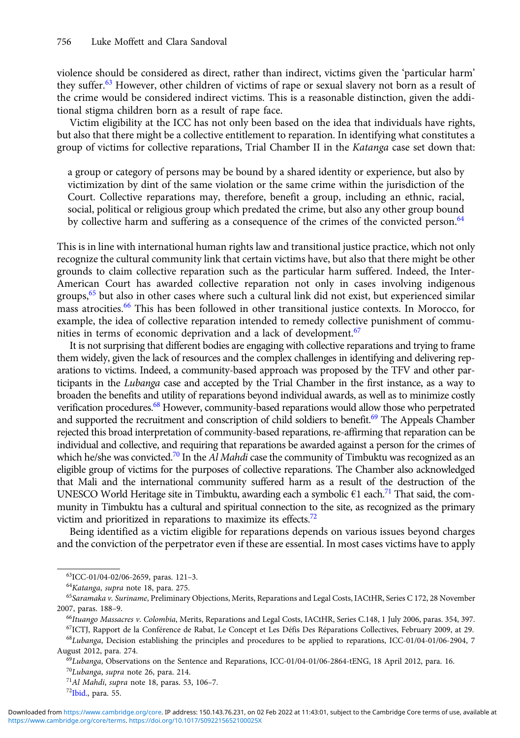violence should be considered as direct, rather than indirect, victims given the 'particular harm' they suffer.[63] However, other children of victims of rape or sexual slavery not born as a result of the crime would be considered indirect victims. This is a reasonable distinction, given the additional stigma children born as a result of rape face.

Victim eligibility at the ICC has not only been based on the idea that individuals have rights, but also that there might be a collective entitlement to reparation. In identifying what constitutes a group of victims for collective reparations, Trial Chamber II in the *Katanga* case set down that:

> a group or category of persons may be bound by a shared identity or experience, but also by victimization by dint of the same violation or the same crime within the jurisdiction of the Court. Collective reparations may, therefore, benefit a group, including an ethnic, racial, social, political or religious group which predated the crime, but also any other group bound by collective harm and suffering as a consequence of the crimes of the convicted person.[64]

This is in line with international human rights law and transitional justice practice, which not only recognize the cultural community link that certain victims have, but also that there might be other grounds to claim collective reparation such as the particular harm suffered. Indeed, the Inter-American Court has awarded collective reparation not only in cases involving indigenous groups,[65] but also in other cases where such a cultural link did not exist, but experienced similar mass atrocities.[66] This has been followed in other transitional justice contexts. In Morocco, for example, the idea of collective reparation intended to remedy collective punishment of communities in terms of economic deprivation and a lack of development.[67]

It is not surprising that different bodies are engaging with collective reparations and trying to frame them widely, given the lack of resources and the complex challenges in identifying and delivering reparations to victims. Indeed, a community-based approach was proposed by the TFV and other participants in the *Lubanga* case and accepted by the Trial Chamber in the first instance, as a way to broaden the benefits and utility of reparations beyond individual awards, as well as to minimize costly verification procedures.[68] However, community-based reparations would allow those who perpetrated and supported the recruitment and conscription of child soldiers to benefit.[69] The Appeals Chamber rejected this broad interpretation of community-based reparations, re-affirming that reparation can be individual and collective, and requiring that reparations be awarded against a person for the crimes of which he/she was convicted.[70] In the *Al Mahdi* case the community of Timbuktu was recognized as an eligible group of victims for the purposes of collective reparations. The Chamber also acknowledged that Mali and the international community suffered harm as a result of the destruction of the UNESCO World Heritage site in Timbuktu, awarding each a symbolic €1 each.[71] That said, the community in Timbuktu has a cultural and spiritual connection to the site, as recognized as the primary victim and prioritized in reparations to maximize its effects.[72]

Being identified as a victim eligible for reparations depends on various issues beyond charges and the conviction of the perpetrator even if these are essential. In most cases victims have to apply

---

[63] ICC-01/04-02/06-2659, paras. 121–3.

[64] *Katanga*, *supra* note 18, para. 275.

[65] *Saramaka v. Suriname*, Preliminary Objections, Merits, Reparations and Legal Costs, IACtHR, Series C 172, 28 November 2007, paras. 188–9.

[66] *Ituango Massacres v. Colombia*, Merits, Reparations and Legal Costs, IACtHR, Series C.148, 1 July 2006, paras. 354, 397.

[67] ICTJ, Rapport de la Conférence de Rabat, Le Concept et Les Défis Des Réparations Collectives, February 2009, at 29.

[68] *Lubanga*, Decision establishing the principles and procedures to be applied to reparations, ICC-01/04-01/06-2904, 7 August 2012, para. 274.

[69] *Lubanga*, Observations on the Sentence and Reparations, ICC-01/04-01/06-2864-tENG, 18 April 2012, para. 16.

[70] *Lubanga*, *supra* note 26, para. 214.

[71] *Al Mahdi*, *supra* note 18, paras. 53, 106–7.

[72] Ibid., para. 55.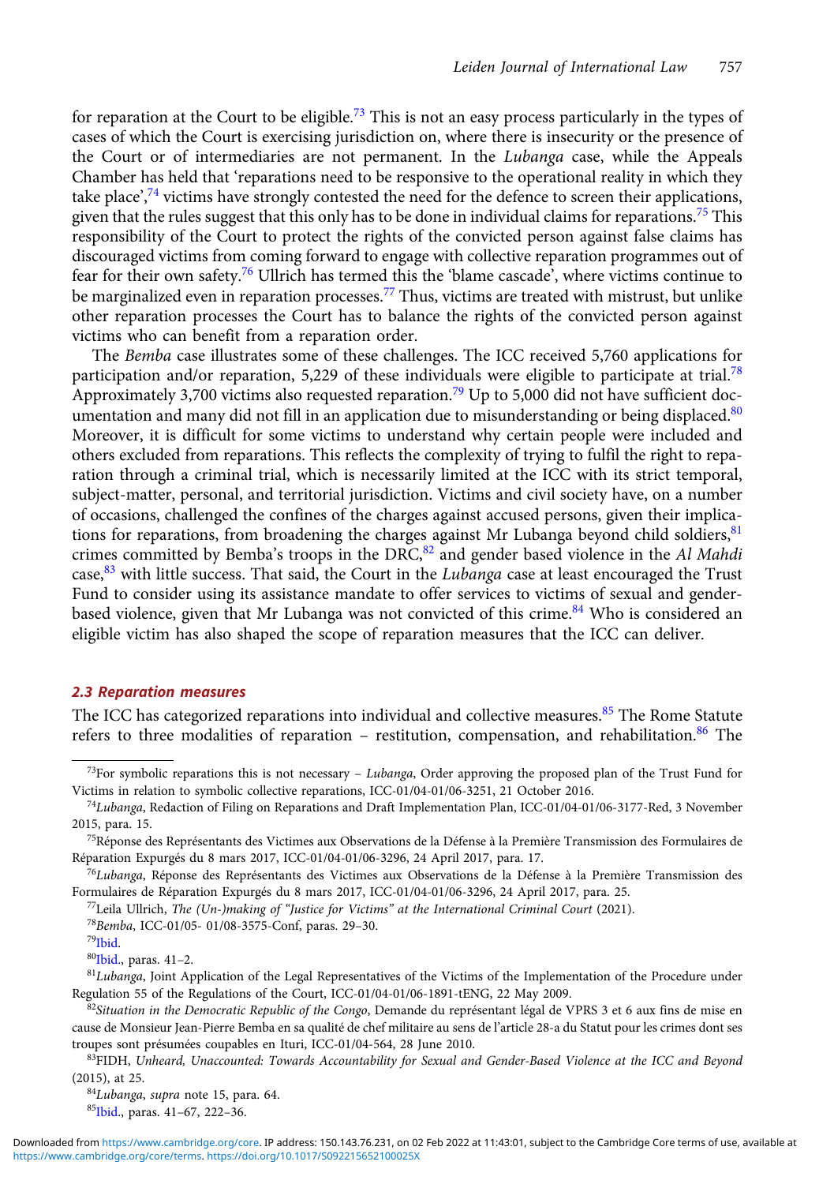for reparation at the Court to be eligible.[73] This is not an easy process particularly in the types of cases of which the Court is exercising jurisdiction on, where there is insecurity or the presence of the Court or of intermediaries are not permanent. In the *Lubanga* case, while the Appeals Chamber has held that 'reparations need to be responsive to the operational reality in which they take place',[74] victims have strongly contested the need for the defence to screen their applications, given that the rules suggest that this only has to be done in individual claims for reparations.[75] This responsibility of the Court to protect the rights of the convicted person against false claims has discouraged victims from coming forward to engage with collective reparation programmes out of fear for their own safety.[76] Ullrich has termed this the 'blame cascade', where victims continue to be marginalized even in reparation processes.[77] Thus, victims are treated with mistrust, but unlike other reparation processes the Court has to balance the rights of the convicted person against victims who can benefit from a reparation order.

The *Bemba* case illustrates some of these challenges. The ICC received 5,760 applications for participation and/or reparation, 5,229 of these individuals were eligible to participate at trial.[78] Approximately 3,700 victims also requested reparation.[79] Up to 5,000 did not have sufficient documentation and many did not fill in an application due to misunderstanding or being displaced.[80] Moreover, it is difficult for some victims to understand why certain people were included and others excluded from reparations. This reflects the complexity of trying to fulfil the right to reparation through a criminal trial, which is necessarily limited at the ICC with its strict temporal, subject-matter, personal, and territorial jurisdiction. Victims and civil society have, on a number of occasions, challenged the confines of the charges against accused persons, given their implications for reparations, from broadening the charges against Mr Lubanga beyond child soldiers,[81] crimes committed by Bemba's troops in the DRC,[82] and gender based violence in the *Al Mahdi* case,[83] with little success. That said, the Court in the *Lubanga* case at least encouraged the Trust Fund to consider using its assistance mandate to offer services to victims of sexual and gender-based violence, given that Mr Lubanga was not convicted of this crime.[84] Who is considered an eligible victim has also shaped the scope of reparation measures that the ICC can deliver.

### 2.3 Reparation measures

The ICC has categorized reparations into individual and collective measures.[85] The Rome Statute refers to three modalities of reparation – restitution, compensation, and rehabilitation.[86] The

---

[73] For symbolic reparations this is not necessary – *Lubanga*, Order approving the proposed plan of the Trust Fund for Victims in relation to symbolic collective reparations, ICC-01/04-01/06-3251, 21 October 2016.

[74] *Lubanga*, Redaction of Filing on Reparations and Draft Implementation Plan, ICC-01/04-01/06-3177-Red, 3 November 2015, para. 15.

[75] Réponse des Représentants des Victimes aux Observations de la Défense à la Première Transmission des Formulaires de Réparation Expurgés du 8 mars 2017, ICC-01/04-01/06-3296, 24 April 2017, para. 17.

[76] *Lubanga*, Réponse des Représentants des Victimes aux Observations de la Défense à la Première Transmission des Formulaires de Réparation Expurgés du 8 mars 2017, ICC-01/04-01/06-3296, 24 April 2017, para. 25.

[77] Leila Ullrich, *The (Un-)making of "Justice for Victims" at the International Criminal Court* (2021).

[78] *Bemba*, ICC-01/05- 01/08-3575-Conf, paras. 29–30.

[79] Ibid.

[80] Ibid., paras. 41–2.

[81] *Lubanga*, Joint Application of the Legal Representatives of the Victims of the Implementation of the Procedure under Regulation 55 of the Regulations of the Court, ICC-01/04-01/06-1891-tENG, 22 May 2009.

[82] *Situation in the Democratic Republic of the Congo*, Demande du représentant légal de VPRS 3 et 6 aux fins de mise en cause de Monsieur Jean-Pierre Bemba en sa qualité de chef militaire au sens de l'article 28-a du Statut pour les crimes dont ses troupes sont présumées coupables en Ituri, ICC-01/04-564, 28 June 2010.

[83] FIDH, *Unheard, Unaccounted: Towards Accountability for Sexual and Gender-Based Violence at the ICC and Beyond* (2015), at 25.

[84] *Lubanga*, *supra* note 15, para. 64.

[85] Ibid., paras. 41–67, 222–36.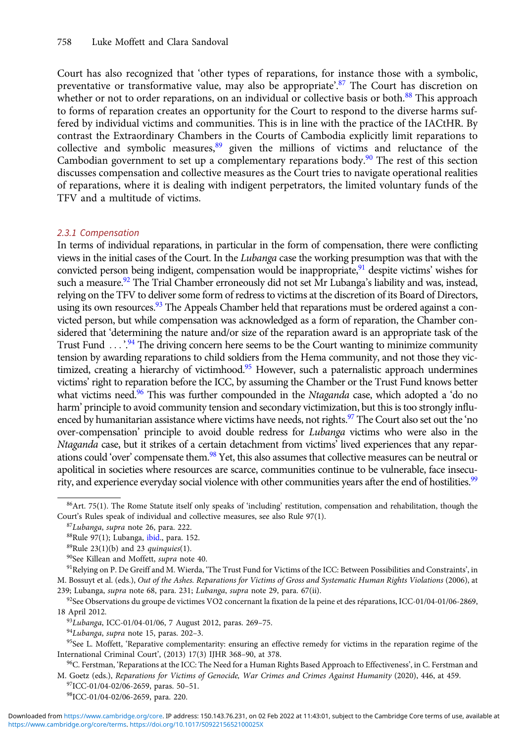Court has also recognized that 'other types of reparations, for instance those with a symbolic, preventative or transformative value, may also be appropriate'.[87] The Court has discretion on whether or not to order reparations, on an individual or collective basis or both.[88] This approach to forms of reparation creates an opportunity for the Court to respond to the diverse harms suffered by individual victims and communities. This is in line with the practice of the IACtHR. By contrast the Extraordinary Chambers in the Courts of Cambodia explicitly limit reparations to collective and symbolic measures,[89] given the millions of victims and reluctance of the Cambodian government to set up a complementary reparations body.[90] The rest of this section discusses compensation and collective measures as the Court tries to navigate operational realities of reparations, where it is dealing with indigent perpetrators, the limited voluntary funds of the TFV and a multitude of victims.

### 2.3.1 Compensation

In terms of individual reparations, in particular in the form of compensation, there were conflicting views in the initial cases of the Court. In the *Lubanga* case the working presumption was that with the convicted person being indigent, compensation would be inappropriate,[91] despite victims' wishes for such a measure.[92] The Trial Chamber erroneously did not set Mr Lubanga's liability and was, instead, relying on the TFV to deliver some form of redress to victims at the discretion of its Board of Directors, using its own resources.[93] The Appeals Chamber held that reparations must be ordered against a convicted person, but while compensation was acknowledged as a form of reparation, the Chamber considered that 'determining the nature and/or size of the reparation award is an appropriate task of the Trust Fund ... '.[94] The driving concern here seems to be the Court wanting to minimize community tension by awarding reparations to child soldiers from the Hema community, and not those they victimized, creating a hierarchy of victimhood.[95] However, such a paternalistic approach undermines victims' right to reparation before the ICC, by assuming the Chamber or the Trust Fund knows better what victims need.[96] This was further compounded in the *Ntaganda* case, which adopted a 'do no harm' principle to avoid community tension and secondary victimization, but this is too strongly influenced by humanitarian assistance where victims have needs, not rights.[97] The Court also set out the 'no over-compensation' principle to avoid double redress for *Lubanga* victims who were also in the *Ntaganda* case, but it strikes of a certain detachment from victims' lived experiences that any reparations could 'over' compensate them.[98] Yet, this also assumes that collective measures can be neutral or apolitical in societies where resources are scarce, communities continue to be vulnerable, face insecurity, and experience everyday social violence with other communities years after the end of hostilities.[99]

---

[86] Art. 75(1). The Rome Statute itself only speaks of 'including' restitution, compensation and rehabilitation, though the Court's Rules speak of individual and collective measures, see also Rule 97(1).

[87] *Lubanga*, *supra* note 26, para. 222.

[88] Rule 97(1); Lubanga, ibid., para. 152.

[89] Rule 23(1)(b) and 23 *quinquies*(1).

[90] See Killean and Moffett, *supra* note 40.

[91] Relying on P. De Greiff and M. Wierda, 'The Trust Fund for Victims of the ICC: Between Possibilities and Constraints', in M. Bossuyt et al. (eds.), *Out of the Ashes. Reparations for Victims of Gross and Systematic Human Rights Violations* (2006), at 239; Lubanga, *supra* note 68, para. 231; *Lubanga*, *supra* note 29, para. 67(ii).

[92] See Observations du groupe de victimes VO2 concernant la fixation de la peine et des réparations, ICC-01/04-01/06-2869, 18 April 2012.

[93] *Lubanga*, ICC-01/04-01/06, 7 August 2012, paras. 269–75.

[94] *Lubanga*, *supra* note 15, paras. 202–3.

[95] See L. Moffett, 'Reparative complementarity: ensuring an effective remedy for victims in the reparation regime of the International Criminal Court', (2013) 17(3) IJHR 368–90, at 378.

[96] C. Ferstman, 'Reparations at the ICC: The Need for a Human Rights Based Approach to Effectiveness', in C. Ferstman and M. Goetz (eds.), *Reparations for Victims of Genocide, War Crimes and Crimes Against Humanity* (2020), 446, at 459.

[97] ICC-01/04-02/06-2659, paras. 50–51.

[98] ICC-01/04-02/06-2659, para. 220.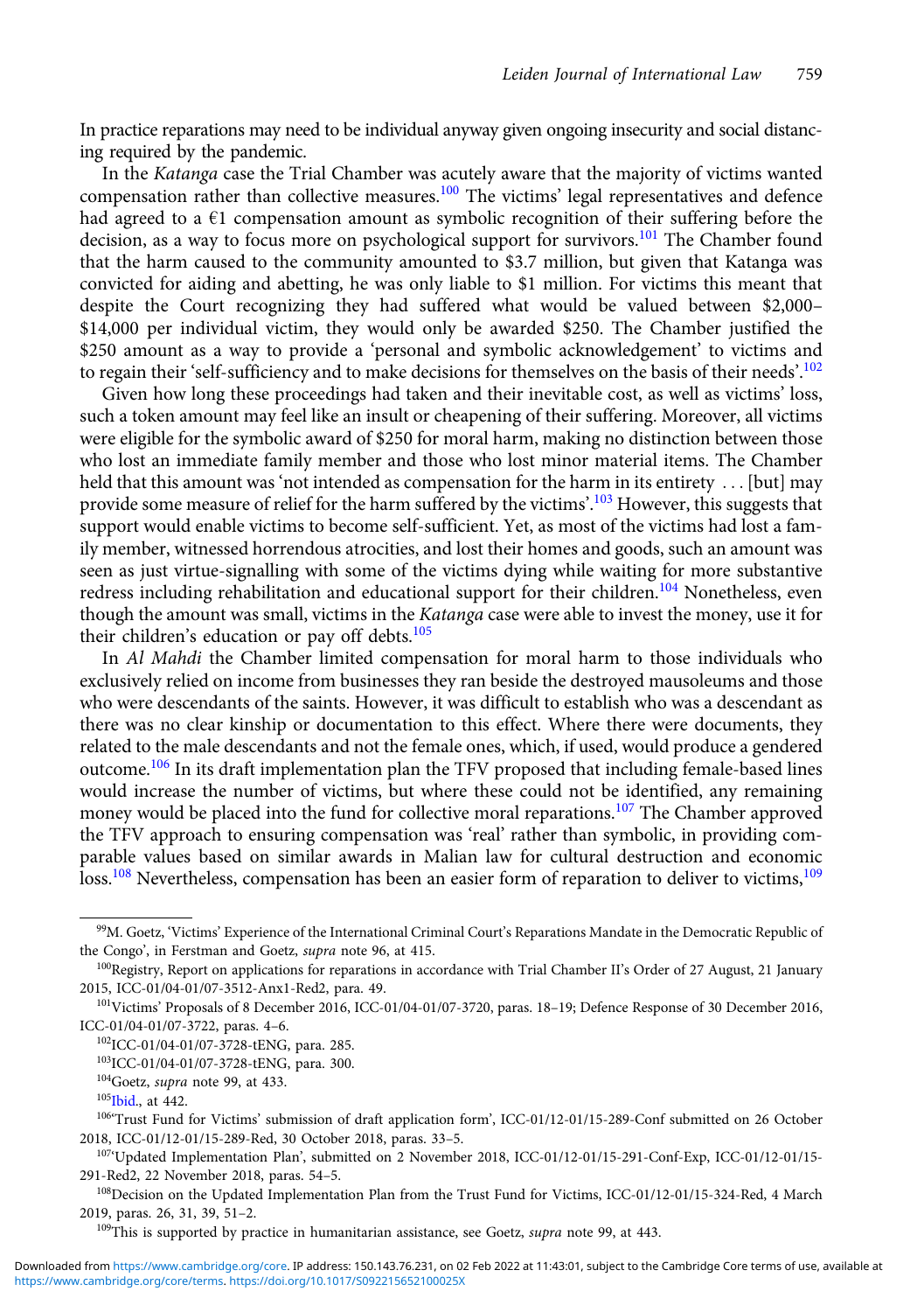In practice reparations may need to be individual anyway given ongoing insecurity and social distancing required by the pandemic.

In the *Katanga* case the Trial Chamber was acutely aware that the majority of victims wanted compensation rather than collective measures.[100] The victims' legal representatives and defence had agreed to a €1 compensation amount as symbolic recognition of their suffering before the decision, as a way to focus more on psychological support for survivors.[101] The Chamber found that the harm caused to the community amounted to $3.7 million, but given that Katanga was convicted for aiding and abetting, he was only liable to $1 million. For victims this meant that despite the Court recognizing they had suffered what would be valued between $2,000–$14,000 per individual victim, they would only be awarded $250. The Chamber justified the $250 amount as a way to provide a 'personal and symbolic acknowledgement' to victims and to regain their 'self-sufficiency and to make decisions for themselves on the basis of their needs'.[102]

Given how long these proceedings had taken and their inevitable cost, as well as victims' loss, such a token amount may feel like an insult or cheapening of their suffering. Moreover, all victims were eligible for the symbolic award of $250 for moral harm, making no distinction between those who lost an immediate family member and those who lost minor material items. The Chamber held that this amount was 'not intended as compensation for the harm in its entirety . . . [but] may provide some measure of relief for the harm suffered by the victims'.[103] However, this suggests that support would enable victims to become self-sufficient. Yet, as most of the victims had lost a family member, witnessed horrendous atrocities, and lost their homes and goods, such an amount was seen as just virtue-signalling with some of the victims dying while waiting for more substantive redress including rehabilitation and educational support for their children.[104] Nonetheless, even though the amount was small, victims in the *Katanga* case were able to invest the money, use it for their children's education or pay off debts.[105]

In *Al Mahdi* the Chamber limited compensation for moral harm to those individuals who exclusively relied on income from businesses they ran beside the destroyed mausoleums and those who were descendants of the saints. However, it was difficult to establish who was a descendant as there was no clear kinship or documentation to this effect. Where there were documents, they related to the male descendants and not the female ones, which, if used, would produce a gendered outcome.[106] In its draft implementation plan the TFV proposed that including female-based lines would increase the number of victims, but where these could not be identified, any remaining money would be placed into the fund for collective moral reparations.[107] The Chamber approved the TFV approach to ensuring compensation was 'real' rather than symbolic, in providing comparable values based on similar awards in Malian law for cultural destruction and economic loss.[108] Nevertheless, compensation has been an easier form of reparation to deliver to victims,[109]

---

[99] M. Goetz, 'Victims' Experience of the International Criminal Court's Reparations Mandate in the Democratic Republic of the Congo', in Ferstman and Goetz, *supra* note 96, at 415.

[100] Registry, Report on applications for reparations in accordance with Trial Chamber II's Order of 27 August, 21 January 2015, ICC-01/04-01/07-3512-Anx1-Red2, para. 49.

[101] Victims' Proposals of 8 December 2016, ICC-01/04-01/07-3720, paras. 18–19; Defence Response of 30 December 2016, ICC-01/04-01/07-3722, paras. 4–6.

[102] ICC-01/04-01/07-3728-tENG, para. 285.

[103] ICC-01/04-01/07-3728-tENG, para. 300.

[104] Goetz, *supra* note 99, at 433.

[105] Ibid., at 442.

[106] 'Trust Fund for Victims' submission of draft application form', ICC-01/12-01/15-289-Conf submitted on 26 October 2018, ICC-01/12-01/15-289-Red, 30 October 2018, paras. 33–5.

[107] 'Updated Implementation Plan', submitted on 2 November 2018, ICC-01/12-01/15-291-Conf-Exp, ICC-01/12-01/15-291-Red2, 22 November 2018, paras. 54–5.

[108] Decision on the Updated Implementation Plan from the Trust Fund for Victims, ICC-01/12-01/15-324-Red, 4 March 2019, paras. 26, 31, 39, 51–2.

[109] This is supported by practice in humanitarian assistance, see Goetz, *supra* note 99, at 443.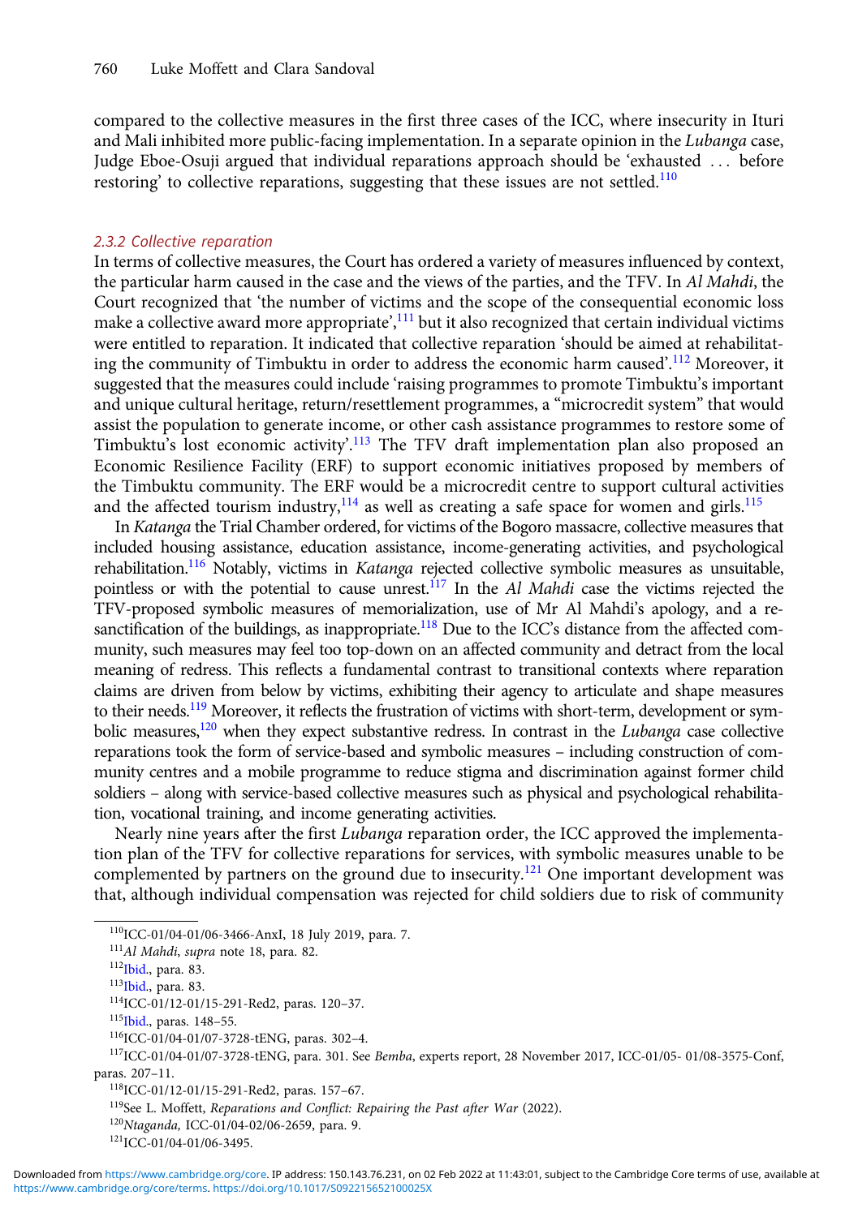compared to the collective measures in the first three cases of the ICC, where insecurity in Ituri and Mali inhibited more public-facing implementation. In a separate opinion in the *Lubanga* case, Judge Eboe-Osuji argued that individual reparations approach should be 'exhausted . . . before restoring' to collective reparations, suggesting that these issues are not settled.[110]

### 2.3.2 Collective reparation

In terms of collective measures, the Court has ordered a variety of measures influenced by context, the particular harm caused in the case and the views of the parties, and the TFV. In *Al Mahdi*, the Court recognized that 'the number of victims and the scope of the consequential economic loss make a collective award more appropriate',[111] but it also recognized that certain individual victims were entitled to reparation. It indicated that collective reparation 'should be aimed at rehabilitating the community of Timbuktu in order to address the economic harm caused'.[112] Moreover, it suggested that the measures could include 'raising programmes to promote Timbuktu's important and unique cultural heritage, return/resettlement programmes, a "microcredit system" that would assist the population to generate income, or other cash assistance programmes to restore some of Timbuktu's lost economic activity'.[113] The TFV draft implementation plan also proposed an Economic Resilience Facility (ERF) to support economic initiatives proposed by members of the Timbuktu community. The ERF would be a microcredit centre to support cultural activities and the affected tourism industry,[114] as well as creating a safe space for women and girls.[115]

In *Katanga* the Trial Chamber ordered, for victims of the Bogoro massacre, collective measures that included housing assistance, education assistance, income-generating activities, and psychological rehabilitation.[116] Notably, victims in *Katanga* rejected collective symbolic measures as unsuitable, pointless or with the potential to cause unrest.[117] In the *Al Mahdi* case the victims rejected the TFV-proposed symbolic measures of memorialization, use of Mr Al Mahdi's apology, and a re-sanctification of the buildings, as inappropriate.[118] Due to the ICC's distance from the affected community, such measures may feel too top-down on an affected community and detract from the local meaning of redress. This reflects a fundamental contrast to transitional contexts where reparation claims are driven from below by victims, exhibiting their agency to articulate and shape measures to their needs.[119] Moreover, it reflects the frustration of victims with short-term, development or symbolic measures,[120] when they expect substantive redress. In contrast in the *Lubanga* case collective reparations took the form of service-based and symbolic measures – including construction of community centres and a mobile programme to reduce stigma and discrimination against former child soldiers – along with service-based collective measures such as physical and psychological rehabilitation, vocational training, and income generating activities.

Nearly nine years after the first *Lubanga* reparation order, the ICC approved the implementation plan of the TFV for collective reparations for services, with symbolic measures unable to be complemented by partners on the ground due to insecurity.[121] One important development was that, although individual compensation was rejected for child soldiers due to risk of community

[110] ICC-01/04-01/06-3466-AnxI, 18 July 2019, para. 7.

[111] *Al Mahdi*, *supra* note 18, para. 82.

[112] Ibid., para. 83.

[113] Ibid., para. 83.

[114] ICC-01/12-01/15-291-Red2, paras. 120–37.

[115] Ibid., paras. 148–55.

[116] ICC-01/04-01/07-3728-tENG, paras. 302–4.

[117] ICC-01/04-01/07-3728-tENG, para. 301. See *Bemba*, experts report, 28 November 2017, ICC-01/05- 01/08-3575-Conf, paras. 207–11.

[118] ICC-01/12-01/15-291-Red2, paras. 157–67.

[119] See L. Moffett, *Reparations and Conflict: Repairing the Past after War* (2022).

[120] *Ntaganda,* ICC-01/04-02/06-2659, para. 9.

[121] ICC-01/04-01/06-3495.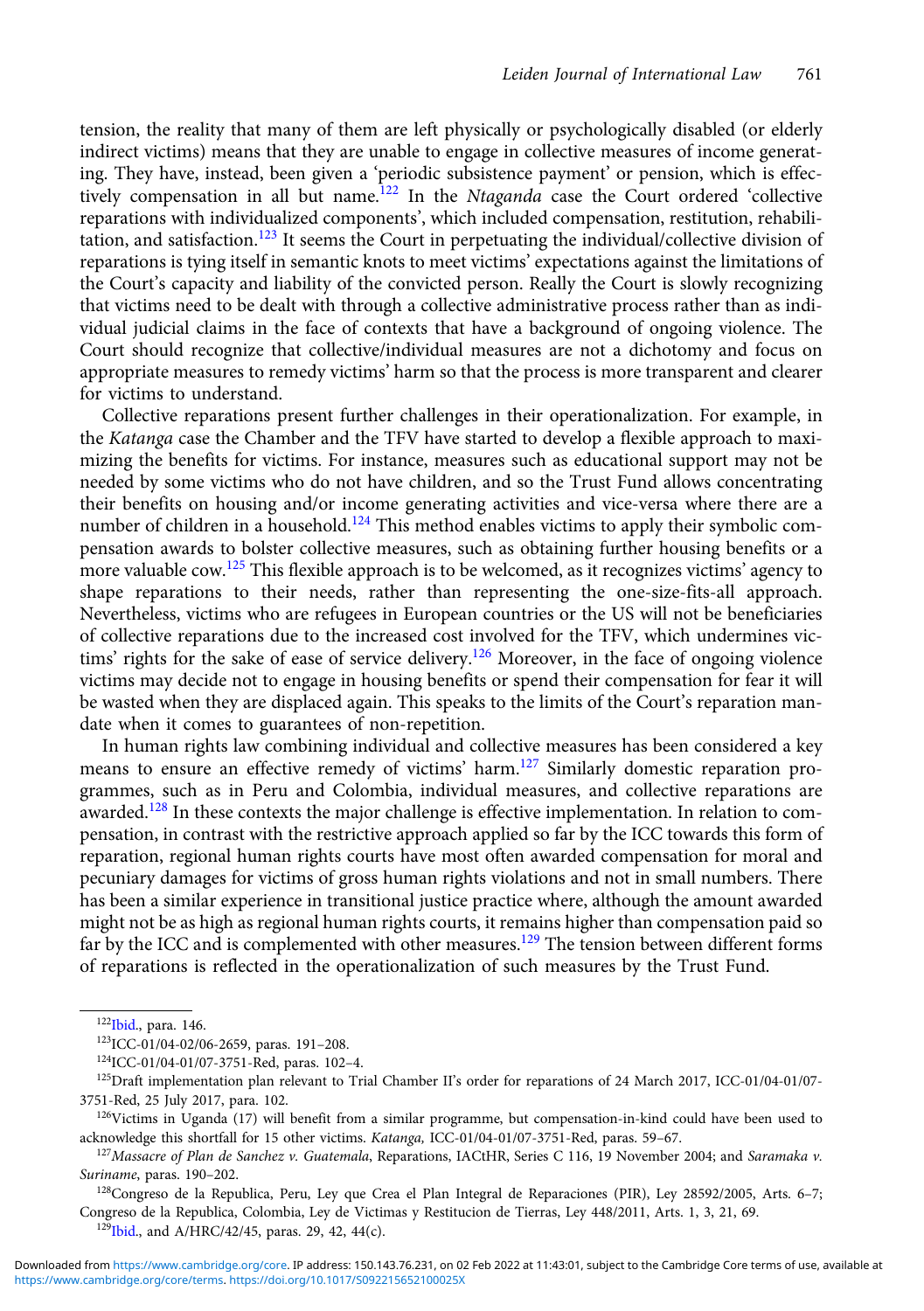tension, the reality that many of them are left physically or psychologically disabled (or elderly indirect victims) means that they are unable to engage in collective measures of income generating. They have, instead, been given a 'periodic subsistence payment' or pension, which is effectively compensation in all but name.[122] In the *Ntaganda* case the Court ordered 'collective reparations with individualized components', which included compensation, restitution, rehabilitation, and satisfaction.[123] It seems the Court in perpetuating the individual/collective division of reparations is tying itself in semantic knots to meet victims' expectations against the limitations of the Court's capacity and liability of the convicted person. Really the Court is slowly recognizing that victims need to be dealt with through a collective administrative process rather than as individual judicial claims in the face of contexts that have a background of ongoing violence. The Court should recognize that collective/individual measures are not a dichotomy and focus on appropriate measures to remedy victims' harm so that the process is more transparent and clearer for victims to understand.

Collective reparations present further challenges in their operationalization. For example, in the *Katanga* case the Chamber and the TFV have started to develop a flexible approach to maximizing the benefits for victims. For instance, measures such as educational support may not be needed by some victims who do not have children, and so the Trust Fund allows concentrating their benefits on housing and/or income generating activities and vice-versa where there are a number of children in a household.[124] This method enables victims to apply their symbolic compensation awards to bolster collective measures, such as obtaining further housing benefits or a more valuable cow.[125] This flexible approach is to be welcomed, as it recognizes victims' agency to shape reparations to their needs, rather than representing the one-size-fits-all approach. Nevertheless, victims who are refugees in European countries or the US will not be beneficiaries of collective reparations due to the increased cost involved for the TFV, which undermines victims' rights for the sake of ease of service delivery.[126] Moreover, in the face of ongoing violence victims may decide not to engage in housing benefits or spend their compensation for fear it will be wasted when they are displaced again. This speaks to the limits of the Court's reparation mandate when it comes to guarantees of non-repetition.

In human rights law combining individual and collective measures has been considered a key means to ensure an effective remedy of victims' harm.[127] Similarly domestic reparation programmes, such as in Peru and Colombia, individual measures, and collective reparations are awarded.[128] In these contexts the major challenge is effective implementation. In relation to compensation, in contrast with the restrictive approach applied so far by the ICC towards this form of reparation, regional human rights courts have most often awarded compensation for moral and pecuniary damages for victims of gross human rights violations and not in small numbers. There has been a similar experience in transitional justice practice where, although the amount awarded might not be as high as regional human rights courts, it remains higher than compensation paid so far by the ICC and is complemented with other measures.[129] The tension between different forms of reparations is reflected in the operationalization of such measures by the Trust Fund.

---

[122] Ibid., para. 146.

[123] ICC-01/04-02/06-2659, paras. 191–208.

[124] ICC-01/04-01/07-3751-Red, paras. 102–4.

[125] Draft implementation plan relevant to Trial Chamber II's order for reparations of 24 March 2017, ICC-01/04-01/07-3751-Red, 25 July 2017, para. 102.

[126] Victims in Uganda (17) will benefit from a similar programme, but compensation-in-kind could have been used to acknowledge this shortfall for 15 other victims. *Katanga*, ICC-01/04-01/07-3751-Red, paras. 59–67.

[127] *Massacre of Plan de Sanchez v. Guatemala*, Reparations, IACtHR, Series C 116, 19 November 2004; and *Saramaka v. Suriname*, paras. 190–202.

[128] Congreso de la Republica, Peru, Ley que Crea el Plan Integral de Reparaciones (PIR), Ley 28592/2005, Arts. 6–7; Congreso de la Republica, Colombia, Ley de Victimas y Restitucion de Tierras, Ley 448/2011, Arts. 1, 3, 21, 69.

[129] Ibid., and A/HRC/42/45, paras. 29, 42, 44(c).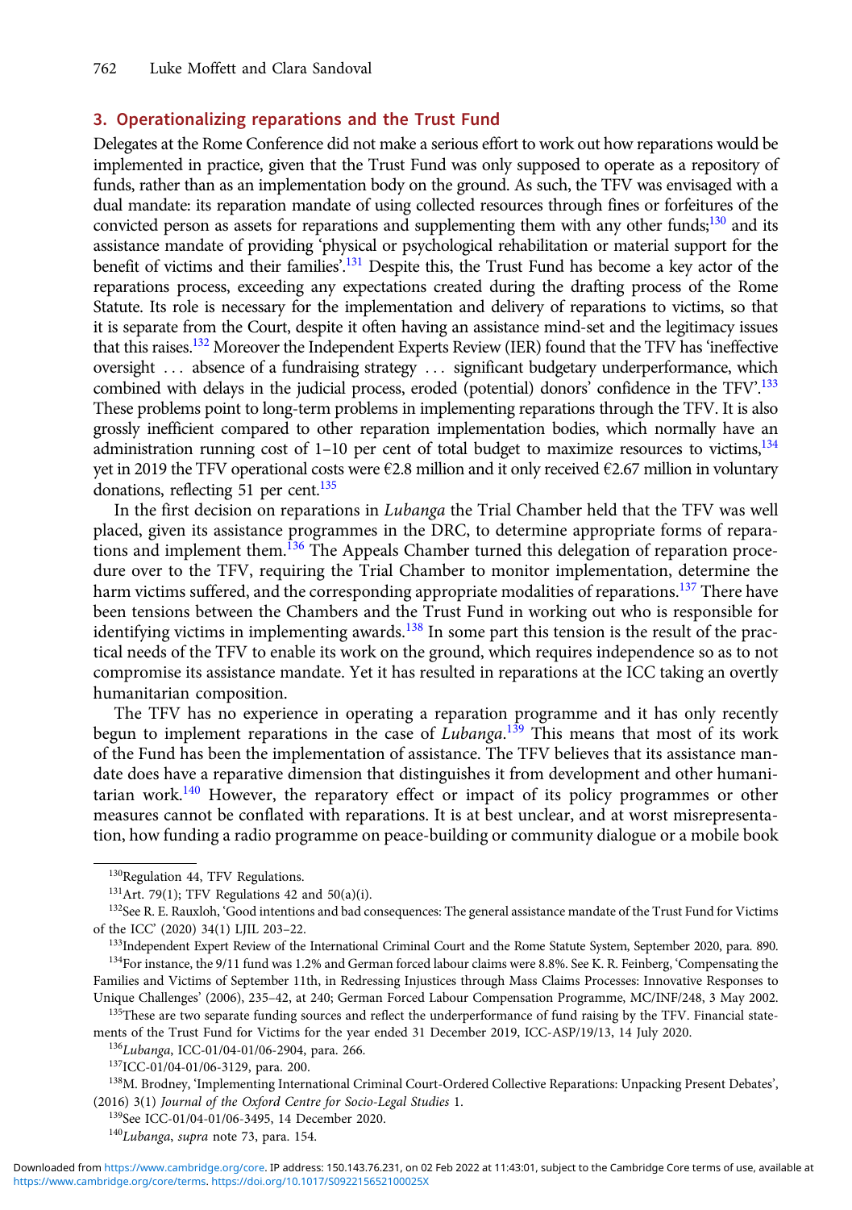## 3. Operationalizing reparations and the Trust Fund

Delegates at the Rome Conference did not make a serious effort to work out how reparations would be implemented in practice, given that the Trust Fund was only supposed to operate as a repository of funds, rather than as an implementation body on the ground. As such, the TFV was envisaged with a dual mandate: its reparation mandate of using collected resources through fines or forfeitures of the convicted person as assets for reparations and supplementing them with any other funds;[130] and its assistance mandate of providing 'physical or psychological rehabilitation or material support for the benefit of victims and their families'.[131] Despite this, the Trust Fund has become a key actor of the reparations process, exceeding any expectations created during the drafting process of the Rome Statute. Its role is necessary for the implementation and delivery of reparations to victims, so that it is separate from the Court, despite it often having an assistance mind-set and the legitimacy issues that this raises.[132] Moreover the Independent Experts Review (IER) found that the TFV has 'ineffective oversight ... absence of a fundraising strategy ... significant budgetary underperformance, which combined with delays in the judicial process, eroded (potential) donors' confidence in the TFV'.[133] These problems point to long-term problems in implementing reparations through the TFV. It is also grossly inefficient compared to other reparation implementation bodies, which normally have an administration running cost of 1–10 per cent of total budget to maximize resources to victims,[134] yet in 2019 the TFV operational costs were €2.8 million and it only received €2.67 million in voluntary donations, reflecting 51 per cent.[135]

In the first decision on reparations in *Lubanga* the Trial Chamber held that the TFV was well placed, given its assistance programmes in the DRC, to determine appropriate forms of reparations and implement them.[136] The Appeals Chamber turned this delegation of reparation procedure over to the TFV, requiring the Trial Chamber to monitor implementation, determine the harm victims suffered, and the corresponding appropriate modalities of reparations.[137] There have been tensions between the Chambers and the Trust Fund in working out who is responsible for identifying victims in implementing awards.[138] In some part this tension is the result of the practical needs of the TFV to enable its work on the ground, which requires independence so as to not compromise its assistance mandate. Yet it has resulted in reparations at the ICC taking an overtly humanitarian composition.

The TFV has no experience in operating a reparation programme and it has only recently begun to implement reparations in the case of *Lubanga*.[139] This means that most of its work of the Fund has been the implementation of assistance. The TFV believes that its assistance mandate does have a reparative dimension that distinguishes it from development and other humanitarian work.[140] However, the reparatory effect or impact of its policy programmes or other measures cannot be conflated with reparations. It is at best unclear, and at worst misrepresentation, how funding a radio programme on peace-building or community dialogue or a mobile book

---

[130] Regulation 44, TFV Regulations.

[131] Art. 79(1); TFV Regulations 42 and 50(a)(i).

[132] See R. E. Rauxloh, 'Good intentions and bad consequences: The general assistance mandate of the Trust Fund for Victims of the ICC' (2020) 34(1) LJIL 203–22.

[133] Independent Expert Review of the International Criminal Court and the Rome Statute System, September 2020, para. 890.

[134] For instance, the 9/11 fund was 1.2% and German forced labour claims were 8.8%. See K. R. Feinberg, 'Compensating the Families and Victims of September 11th, in Redressing Injustices through Mass Claims Processes: Innovative Responses to Unique Challenges' (2006), 235–42, at 240; German Forced Labour Compensation Programme, MC/INF/248, 3 May 2002.

[135] These are two separate funding sources and reflect the underperformance of fund raising by the TFV. Financial statements of the Trust Fund for Victims for the year ended 31 December 2019, ICC-ASP/19/13, 14 July 2020.

[136] *Lubanga*, ICC-01/04-01/06-2904, para. 266.

[137] ICC-01/04-01/06-3129, para. 200.

[138] M. Brodney, 'Implementing International Criminal Court-Ordered Collective Reparations: Unpacking Present Debates', (2016) 3(1) *Journal of the Oxford Centre for Socio-Legal Studies* 1.

[139] See ICC-01/04-01/06-3495, 14 December 2020.

[140] *Lubanga*, *supra* note 73, para. 154.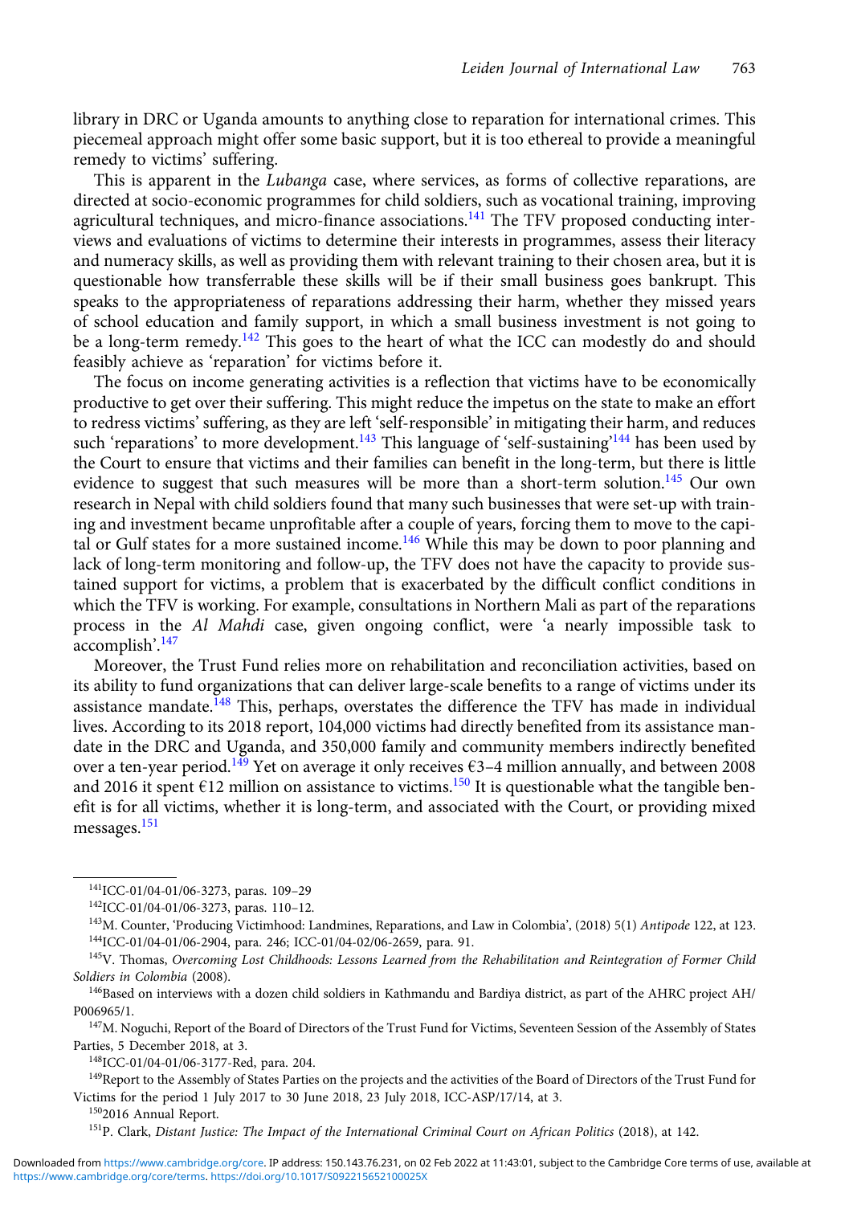library in DRC or Uganda amounts to anything close to reparation for international crimes. This piecemeal approach might offer some basic support, but it is too ethereal to provide a meaningful remedy to victims' suffering.

This is apparent in the *Lubanga* case, where services, as forms of collective reparations, are directed at socio-economic programmes for child soldiers, such as vocational training, improving agricultural techniques, and micro-finance associations.[141] The TFV proposed conducting interviews and evaluations of victims to determine their interests in programmes, assess their literacy and numeracy skills, as well as providing them with relevant training to their chosen area, but it is questionable how transferrable these skills will be if their small business goes bankrupt. This speaks to the appropriateness of reparations addressing their harm, whether they missed years of school education and family support, in which a small business investment is not going to be a long-term remedy.[142] This goes to the heart of what the ICC can modestly do and should feasibly achieve as 'reparation' for victims before it.

The focus on income generating activities is a reflection that victims have to be economically productive to get over their suffering. This might reduce the impetus on the state to make an effort to redress victims' suffering, as they are left 'self-responsible' in mitigating their harm, and reduces such 'reparations' to more development.[143] This language of 'self-sustaining'[144] has been used by the Court to ensure that victims and their families can benefit in the long-term, but there is little evidence to suggest that such measures will be more than a short-term solution.[145] Our own research in Nepal with child soldiers found that many such businesses that were set-up with training and investment became unprofitable after a couple of years, forcing them to move to the capital or Gulf states for a more sustained income.[146] While this may be down to poor planning and lack of long-term monitoring and follow-up, the TFV does not have the capacity to provide sustained support for victims, a problem that is exacerbated by the difficult conflict conditions in which the TFV is working. For example, consultations in Northern Mali as part of the reparations process in the *Al Mahdi* case, given ongoing conflict, were 'a nearly impossible task to accomplish'.[147]

Moreover, the Trust Fund relies more on rehabilitation and reconciliation activities, based on its ability to fund organizations that can deliver large-scale benefits to a range of victims under its assistance mandate.[148] This, perhaps, overstates the difference the TFV has made in individual lives. According to its 2018 report, 104,000 victims had directly benefited from its assistance mandate in the DRC and Uganda, and 350,000 family and community members indirectly benefited over a ten-year period.[149] Yet on average it only receives €3–4 million annually, and between 2008 and 2016 it spent €12 million on assistance to victims.[150] It is questionable what the tangible benefit is for all victims, whether it is long-term, and associated with the Court, or providing mixed messages.[151]

---

[141] ICC-01/04-01/06-3273, paras. 109–29

[142] ICC-01/04-01/06-3273, paras. 110–12.

[143] M. Counter, 'Producing Victimhood: Landmines, Reparations, and Law in Colombia', (2018) 5(1) *Antipode* 122, at 123.

[144] ICC-01/04-01/06-2904, para. 246; ICC-01/04-02/06-2659, para. 91.

[145] V. Thomas, *Overcoming Lost Childhoods: Lessons Learned from the Rehabilitation and Reintegration of Former Child Soldiers in Colombia* (2008).

[146] Based on interviews with a dozen child soldiers in Kathmandu and Bardiya district, as part of the AHRC project AH/P006965/1.

[147] M. Noguchi, Report of the Board of Directors of the Trust Fund for Victims, Seventeen Session of the Assembly of States Parties, 5 December 2018, at 3.

[148] ICC-01/04-01/06-3177-Red, para. 204.

[149] Report to the Assembly of States Parties on the projects and the activities of the Board of Directors of the Trust Fund for Victims for the period 1 July 2017 to 30 June 2018, 23 July 2018, ICC-ASP/17/14, at 3.

[150] 2016 Annual Report.

[151] P. Clark, *Distant Justice: The Impact of the International Criminal Court on African Politics* (2018), at 142.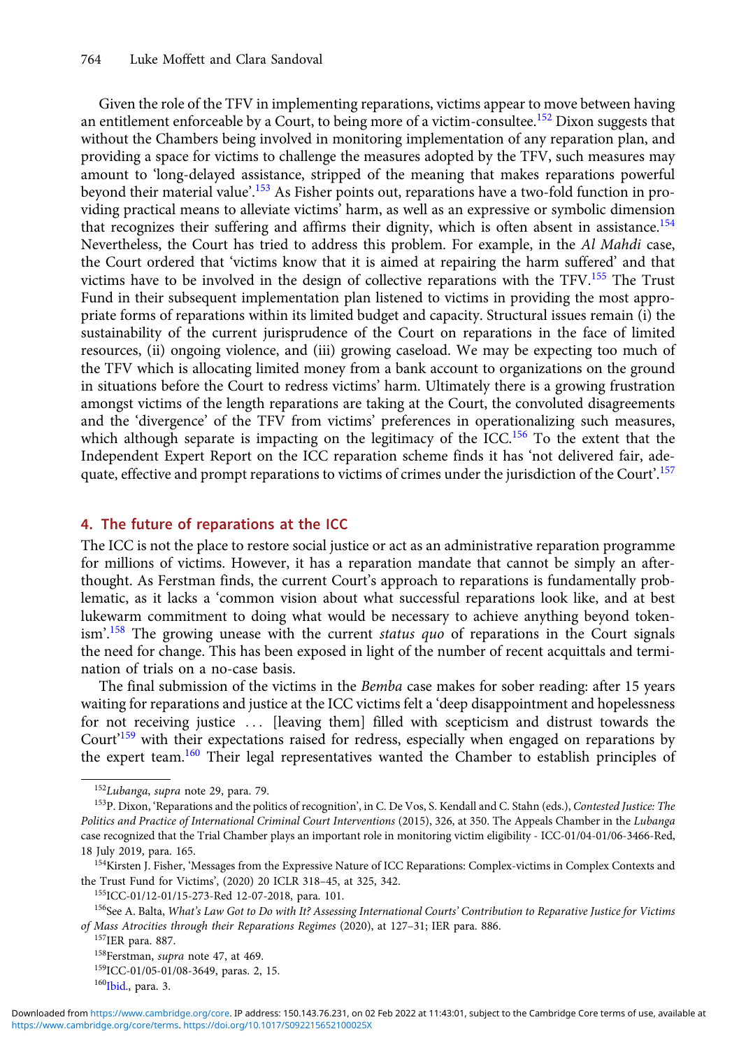Given the role of the TFV in implementing reparations, victims appear to move between having an entitlement enforceable by a Court, to being more of a victim-consultee.[152] Dixon suggests that without the Chambers being involved in monitoring implementation of any reparation plan, and providing a space for victims to challenge the measures adopted by the TFV, such measures may amount to 'long-delayed assistance, stripped of the meaning that makes reparations powerful beyond their material value'.[153] As Fisher points out, reparations have a two-fold function in providing practical means to alleviate victims' harm, as well as an expressive or symbolic dimension that recognizes their suffering and affirms their dignity, which is often absent in assistance.[154] Nevertheless, the Court has tried to address this problem. For example, in the *Al Mahdi* case, the Court ordered that 'victims know that it is aimed at repairing the harm suffered' and that victims have to be involved in the design of collective reparations with the TFV.[155] The Trust Fund in their subsequent implementation plan listened to victims in providing the most appropriate forms of reparations within its limited budget and capacity. Structural issues remain (i) the sustainability of the current jurisprudence of the Court on reparations in the face of limited resources, (ii) ongoing violence, and (iii) growing caseload. We may be expecting too much of the TFV which is allocating limited money from a bank account to organizations on the ground in situations before the Court to redress victims' harm. Ultimately there is a growing frustration amongst victims of the length reparations are taking at the Court, the convoluted disagreements and the 'divergence' of the TFV from victims' preferences in operationalizing such measures, which although separate is impacting on the legitimacy of the ICC.[156] To the extent that the Independent Expert Report on the ICC reparation scheme finds it has 'not delivered fair, adequate, effective and prompt reparations to victims of crimes under the jurisdiction of the Court'.[157]

## 4. The future of reparations at the ICC

The ICC is not the place to restore social justice or act as an administrative reparation programme for millions of victims. However, it has a reparation mandate that cannot be simply an afterthought. As Ferstman finds, the current Court's approach to reparations is fundamentally problematic, as it lacks a 'common vision about what successful reparations look like, and at best lukewarm commitment to doing what would be necessary to achieve anything beyond tokenism'.[158] The growing unease with the current *status quo* of reparations in the Court signals the need for change. This has been exposed in light of the number of recent acquittals and termination of trials on a no-case basis.

The final submission of the victims in the *Bemba* case makes for sober reading: after 15 years waiting for reparations and justice at the ICC victims felt a 'deep disappointment and hopelessness for not receiving justice ... [leaving them] filled with scepticism and distrust towards the Court'[159] with their expectations raised for redress, especially when engaged on reparations by the expert team.[160] Their legal representatives wanted the Chamber to establish principles of

---

[152] *Lubanga*, *supra* note 29, para. 79.

[153] P. Dixon, 'Reparations and the politics of recognition', in C. De Vos, S. Kendall and C. Stahn (eds.), *Contested Justice: The Politics and Practice of International Criminal Court Interventions* (2015), 326, at 350. The Appeals Chamber in the *Lubanga* case recognized that the Trial Chamber plays an important role in monitoring victim eligibility - ICC-01/04-01/06-3466-Red, 18 July 2019, para. 165.

[154] Kirsten J. Fisher, 'Messages from the Expressive Nature of ICC Reparations: Complex-victims in Complex Contexts and the Trust Fund for Victims', (2020) 20 ICLR 318–45, at 325, 342.

[155] ICC-01/12-01/15-273-Red 12-07-2018, para. 101.

[156] See A. Balta, *What's Law Got to Do with It? Assessing International Courts' Contribution to Reparative Justice for Victims of Mass Atrocities through their Reparations Regimes* (2020), at 127–31; IER para. 886.

[157] IER para. 887.

[158] Ferstman, *supra* note 47, at 469.

[159] ICC-01/05-01/08-3649, paras. 2, 15.

[160] Ibid., para. 3.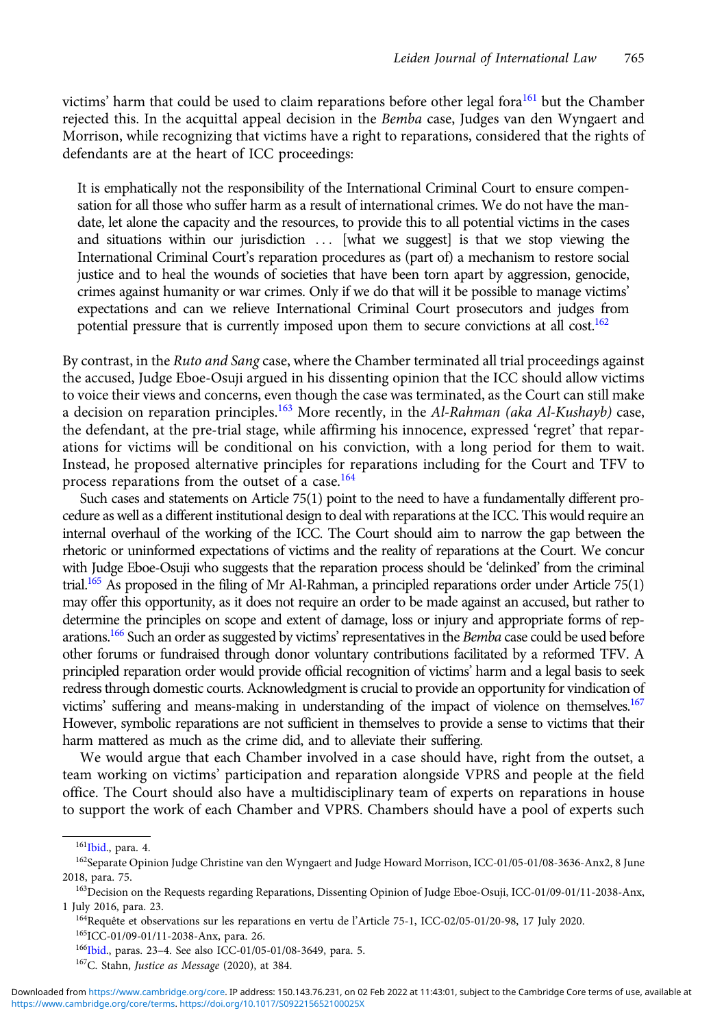victims' harm that could be used to claim reparations before other legal fora[161] but the Chamber rejected this. In the acquittal appeal decision in the *Bemba* case, Judges van den Wyngaert and Morrison, while recognizing that victims have a right to reparations, considered that the rights of defendants are at the heart of ICC proceedings:

> It is emphatically not the responsibility of the International Criminal Court to ensure compensation for all those who suffer harm as a result of international crimes. We do not have the mandate, let alone the capacity and the resources, to provide this to all potential victims in the cases and situations within our jurisdiction . . . [what we suggest] is that we stop viewing the International Criminal Court's reparation procedures as (part of) a mechanism to restore social justice and to heal the wounds of societies that have been torn apart by aggression, genocide, crimes against humanity or war crimes. Only if we do that will it be possible to manage victims' expectations and can we relieve International Criminal Court prosecutors and judges from potential pressure that is currently imposed upon them to secure convictions at all cost.[162]

By contrast, in the *Ruto and Sang* case, where the Chamber terminated all trial proceedings against the accused, Judge Eboe-Osuji argued in his dissenting opinion that the ICC should allow victims to voice their views and concerns, even though the case was terminated, as the Court can still make a decision on reparation principles.[163] More recently, in the *Al-Rahman (aka Al-Kushayb)* case, the defendant, at the pre-trial stage, while affirming his innocence, expressed 'regret' that reparations for victims will be conditional on his conviction, with a long period for them to wait. Instead, he proposed alternative principles for reparations including for the Court and TFV to process reparations from the outset of a case.[164]

Such cases and statements on Article 75(1) point to the need to have a fundamentally different procedure as well as a different institutional design to deal with reparations at the ICC. This would require an internal overhaul of the working of the ICC. The Court should aim to narrow the gap between the rhetoric or uninformed expectations of victims and the reality of reparations at the Court. We concur with Judge Eboe-Osuji who suggests that the reparation process should be 'delinked' from the criminal trial.[165] As proposed in the filing of Mr Al-Rahman, a principled reparations order under Article 75(1) may offer this opportunity, as it does not require an order to be made against an accused, but rather to determine the principles on scope and extent of damage, loss or injury and appropriate forms of reparations.[166] Such an order as suggested by victims' representatives in the *Bemba* case could be used before other forums or fundraised through donor voluntary contributions facilitated by a reformed TFV. A principled reparation order would provide official recognition of victims' harm and a legal basis to seek redress through domestic courts. Acknowledgment is crucial to provide an opportunity for vindication of victims' suffering and means-making in understanding of the impact of violence on themselves.[167] However, symbolic reparations are not sufficient in themselves to provide a sense to victims that their harm mattered as much as the crime did, and to alleviate their suffering.

We would argue that each Chamber involved in a case should have, right from the outset, a team working on victims' participation and reparation alongside VPRS and people at the field office. The Court should also have a multidisciplinary team of experts on reparations in house to support the work of each Chamber and VPRS. Chambers should have a pool of experts such

---

[161] Ibid., para. 4.

[162] Separate Opinion Judge Christine van den Wyngaert and Judge Howard Morrison, ICC-01/05-01/08-3636-Anx2, 8 June 2018, para. 75.

[163] Decision on the Requests regarding Reparations, Dissenting Opinion of Judge Eboe-Osuji, ICC-01/09-01/11-2038-Anx, 1 July 2016, para. 23.

[164] Requête et observations sur les reparations en vertu de l'Article 75-1, ICC-02/05-01/20-98, 17 July 2020.

[165] ICC-01/09-01/11-2038-Anx, para. 26.

[166] Ibid., paras. 23–4. See also ICC-01/05-01/08-3649, para. 5.

[167] C. Stahn, *Justice as Message* (2020), at 384.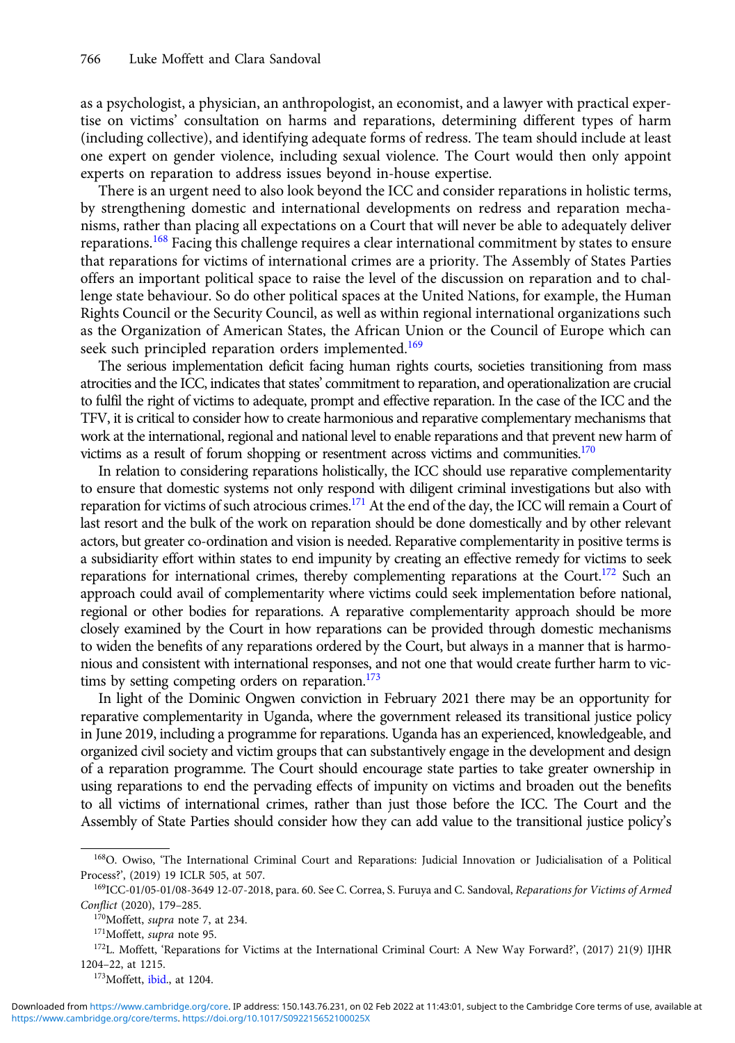as a psychologist, a physician, an anthropologist, an economist, and a lawyer with practical expertise on victims' consultation on harms and reparations, determining different types of harm (including collective), and identifying adequate forms of redress. The team should include at least one expert on gender violence, including sexual violence. The Court would then only appoint experts on reparation to address issues beyond in-house expertise.

There is an urgent need to also look beyond the ICC and consider reparations in holistic terms, by strengthening domestic and international developments on redress and reparation mechanisms, rather than placing all expectations on a Court that will never be able to adequately deliver reparations.[168] Facing this challenge requires a clear international commitment by states to ensure that reparations for victims of international crimes are a priority. The Assembly of States Parties offers an important political space to raise the level of the discussion on reparation and to challenge state behaviour. So do other political spaces at the United Nations, for example, the Human Rights Council or the Security Council, as well as within regional international organizations such as the Organization of American States, the African Union or the Council of Europe which can seek such principled reparation orders implemented.[169]

The serious implementation deficit facing human rights courts, societies transitioning from mass atrocities and the ICC, indicates that states' commitment to reparation, and operationalization are crucial to fulfil the right of victims to adequate, prompt and effective reparation. In the case of the ICC and the TFV, it is critical to consider how to create harmonious and reparative complementary mechanisms that work at the international, regional and national level to enable reparations and that prevent new harm of victims as a result of forum shopping or resentment across victims and communities.[170]

In relation to considering reparations holistically, the ICC should use reparative complementarity to ensure that domestic systems not only respond with diligent criminal investigations but also with reparation for victims of such atrocious crimes.[171] At the end of the day, the ICC will remain a Court of last resort and the bulk of the work on reparation should be done domestically and by other relevant actors, but greater co-ordination and vision is needed. Reparative complementarity in positive terms is a subsidiarity effort within states to end impunity by creating an effective remedy for victims to seek reparations for international crimes, thereby complementing reparations at the Court.[172] Such an approach could avail of complementarity where victims could seek implementation before national, regional or other bodies for reparations. A reparative complementarity approach should be more closely examined by the Court in how reparations can be provided through domestic mechanisms to widen the benefits of any reparations ordered by the Court, but always in a manner that is harmonious and consistent with international responses, and not one that would create further harm to victims by setting competing orders on reparation.[173]

In light of the Dominic Ongwen conviction in February 2021 there may be an opportunity for reparative complementarity in Uganda, where the government released its transitional justice policy in June 2019, including a programme for reparations. Uganda has an experienced, knowledgeable, and organized civil society and victim groups that can substantively engage in the development and design of a reparation programme. The Court should encourage state parties to take greater ownership in using reparations to end the pervading effects of impunity on victims and broaden out the benefits to all victims of international crimes, rather than just those before the ICC. The Court and the Assembly of State Parties should consider how they can add value to the transitional justice policy's

[168] O. Owiso, 'The International Criminal Court and Reparations: Judicial Innovation or Judicialisation of a Political Process?', (2019) 19 ICLR 505, at 507.

[169] ICC-01/05-01/08-3649 12-07-2018, para. 60. See C. Correa, S. Furuya and C. Sandoval, *Reparations for Victims of Armed Conflict* (2020), 179–285.

[170] Moffett, *supra* note 7, at 234.

[171] Moffett, *supra* note 95.

[172] L. Moffett, 'Reparations for Victims at the International Criminal Court: A New Way Forward?', (2017) 21(9) IJHR 1204–22, at 1215.

[173] Moffett, ibid., at 1204.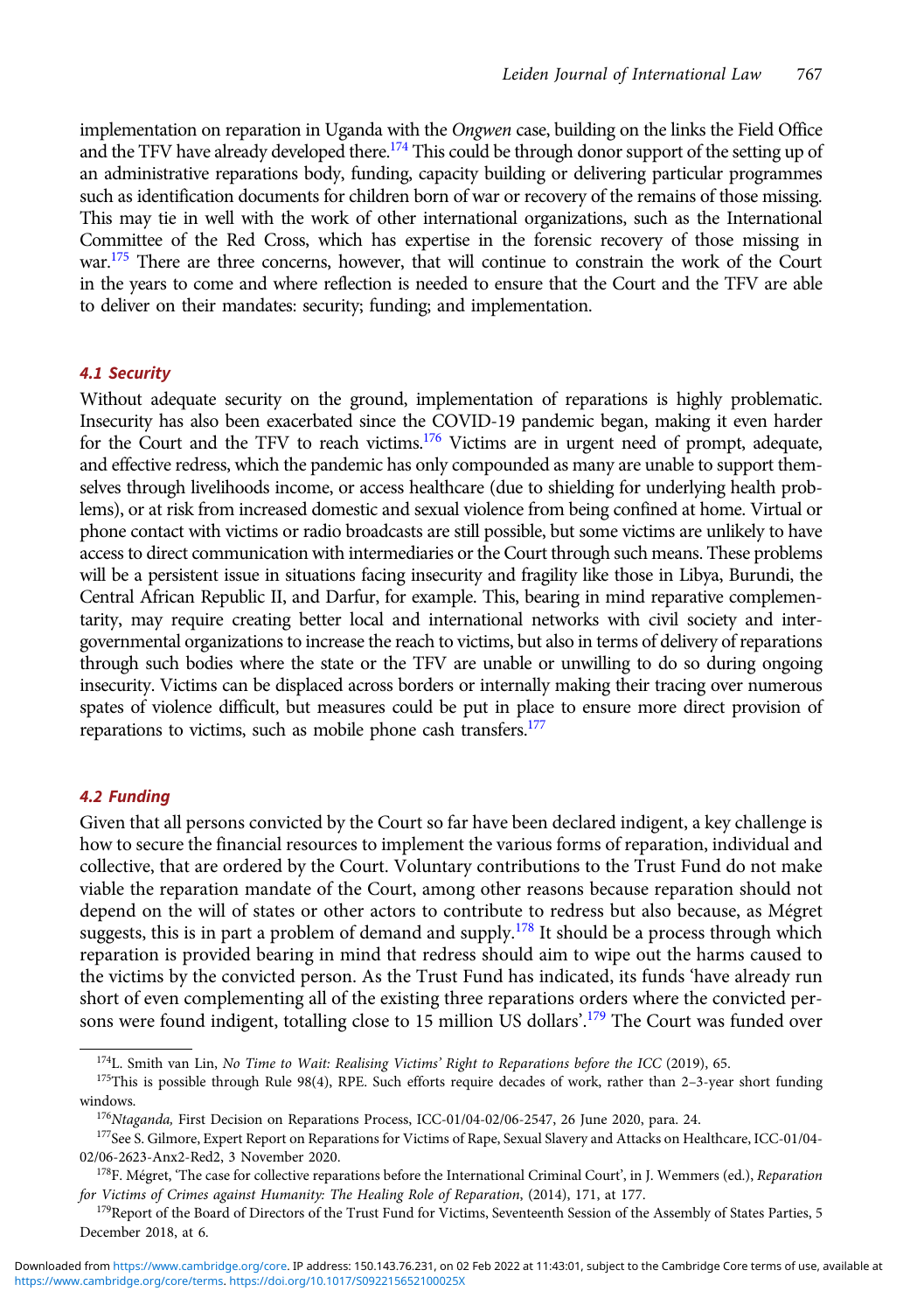implementation on reparation in Uganda with the *Ongwen* case, building on the links the Field Office and the TFV have already developed there.[174] This could be through donor support of the setting up of an administrative reparations body, funding, capacity building or delivering particular programmes such as identification documents for children born of war or recovery of the remains of those missing. This may tie in well with the work of other international organizations, such as the International Committee of the Red Cross, which has expertise in the forensic recovery of those missing in war.[175] There are three concerns, however, that will continue to constrain the work of the Court in the years to come and where reflection is needed to ensure that the Court and the TFV are able to deliver on their mandates: security; funding; and implementation.

### 4.1 Security

Without adequate security on the ground, implementation of reparations is highly problematic. Insecurity has also been exacerbated since the COVID-19 pandemic began, making it even harder for the Court and the TFV to reach victims.[176] Victims are in urgent need of prompt, adequate, and effective redress, which the pandemic has only compounded as many are unable to support themselves through livelihoods income, or access healthcare (due to shielding for underlying health problems), or at risk from increased domestic and sexual violence from being confined at home. Virtual or phone contact with victims or radio broadcasts are still possible, but some victims are unlikely to have access to direct communication with intermediaries or the Court through such means. These problems will be a persistent issue in situations facing insecurity and fragility like those in Libya, Burundi, the Central African Republic II, and Darfur, for example. This, bearing in mind reparative complementarity, may require creating better local and international networks with civil society and intergovernmental organizations to increase the reach to victims, but also in terms of delivery of reparations through such bodies where the state or the TFV are unable or unwilling to do so during ongoing insecurity. Victims can be displaced across borders or internally making their tracing over numerous spates of violence difficult, but measures could be put in place to ensure more direct provision of reparations to victims, such as mobile phone cash transfers.[177]

### 4.2 Funding

Given that all persons convicted by the Court so far have been declared indigent, a key challenge is how to secure the financial resources to implement the various forms of reparation, individual and collective, that are ordered by the Court. Voluntary contributions to the Trust Fund do not make viable the reparation mandate of the Court, among other reasons because reparation should not depend on the will of states or other actors to contribute to redress but also because, as Mégret suggests, this is in part a problem of demand and supply.[178] It should be a process through which reparation is provided bearing in mind that redress should aim to wipe out the harms caused to the victims by the convicted person. As the Trust Fund has indicated, its funds 'have already run short of even complementing all of the existing three reparations orders where the convicted persons were found indigent, totalling close to 15 million US dollars'.[179] The Court was funded over

---

[174] L. Smith van Lin, *No Time to Wait: Realising Victims' Right to Reparations before the ICC* (2019), 65.

[175] This is possible through Rule 98(4), RPE. Such efforts require decades of work, rather than 2–3-year short funding windows.

[176] *Ntaganda*, First Decision on Reparations Process, ICC-01/04-02/06-2547, 26 June 2020, para. 24.

[177] See S. Gilmore, Expert Report on Reparations for Victims of Rape, Sexual Slavery and Attacks on Healthcare, ICC-01/04-02/06-2623-Anx2-Red2, 3 November 2020.

[178] F. Mégret, 'The case for collective reparations before the International Criminal Court', in J. Wemmers (ed.), *Reparation for Victims of Crimes against Humanity: The Healing Role of Reparation*, (2014), 171, at 177.

[179] Report of the Board of Directors of the Trust Fund for Victims, Seventeenth Session of the Assembly of States Parties, 5 December 2018, at 6.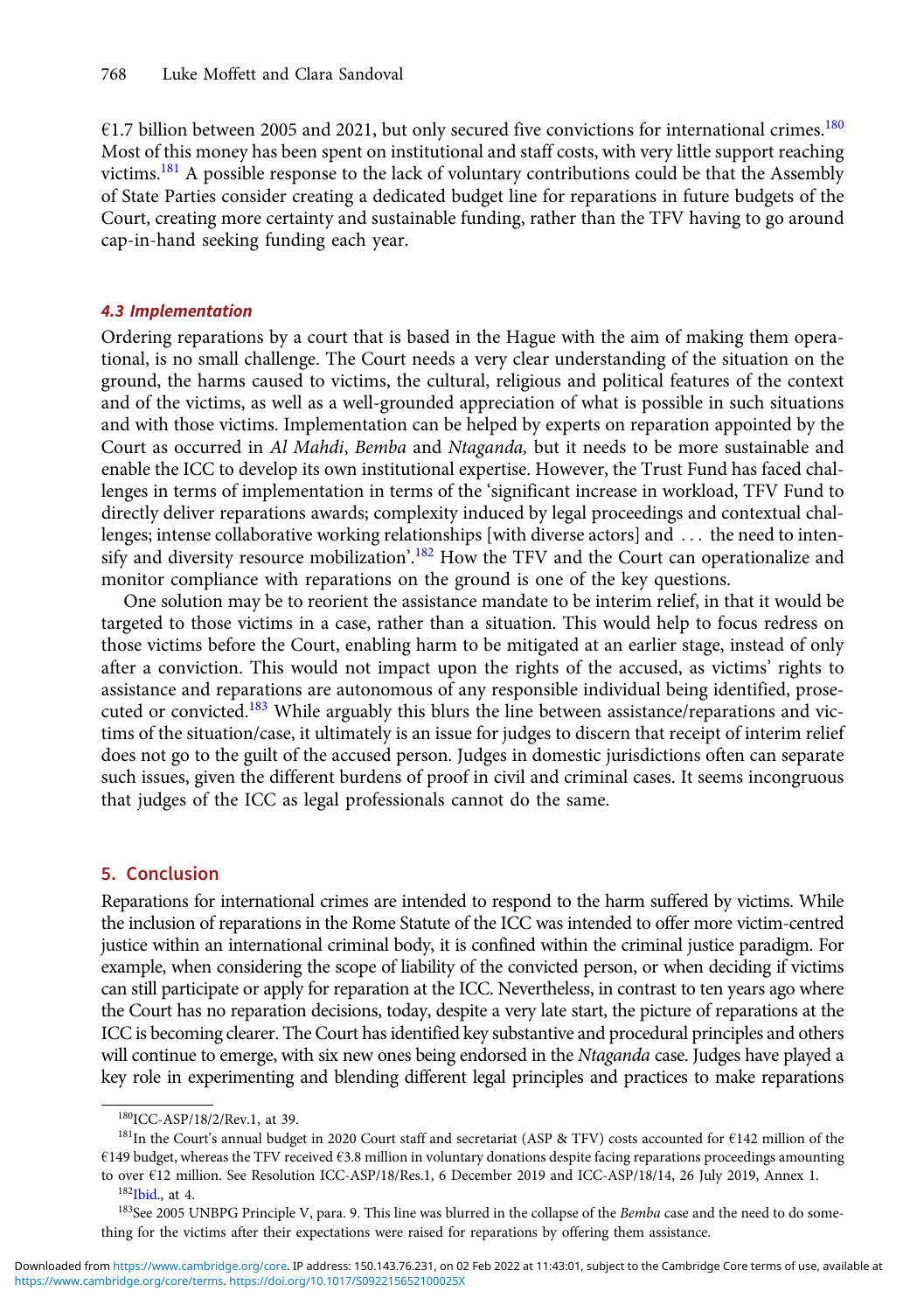€1.7 billion between 2005 and 2021, but only secured five convictions for international crimes.[180] Most of this money has been spent on institutional and staff costs, with very little support reaching victims.[181] A possible response to the lack of voluntary contributions could be that the Assembly of State Parties consider creating a dedicated budget line for reparations in future budgets of the Court, creating more certainty and sustainable funding, rather than the TFV having to go around cap-in-hand seeking funding each year.

### 4.3 Implementation

Ordering reparations by a court that is based in the Hague with the aim of making them operational, is no small challenge. The Court needs a very clear understanding of the situation on the ground, the harms caused to victims, the cultural, religious and political features of the context and of the victims, as well as a well-grounded appreciation of what is possible in such situations and with those victims. Implementation can be helped by experts on reparation appointed by the Court as occurred in *Al Mahdi*, *Bemba* and *Ntaganda,* but it needs to be more sustainable and enable the ICC to develop its own institutional expertise. However, the Trust Fund has faced challenges in terms of implementation in terms of the 'significant increase in workload, TFV Fund to directly deliver reparations awards; complexity induced by legal proceedings and contextual challenges; intense collaborative working relationships [with diverse actors] and … the need to intensify and diversity resource mobilization'.[182] How the TFV and the Court can operationalize and monitor compliance with reparations on the ground is one of the key questions.

One solution may be to reorient the assistance mandate to be interim relief, in that it would be targeted to those victims in a case, rather than a situation. This would help to focus redress on those victims before the Court, enabling harm to be mitigated at an earlier stage, instead of only after a conviction. This would not impact upon the rights of the accused, as victims' rights to assistance and reparations are autonomous of any responsible individual being identified, prosecuted or convicted.[183] While arguably this blurs the line between assistance/reparations and victims of the situation/case, it ultimately is an issue for judges to discern that receipt of interim relief does not go to the guilt of the accused person. Judges in domestic jurisdictions often can separate such issues, given the different burdens of proof in civil and criminal cases. It seems incongruous that judges of the ICC as legal professionals cannot do the same.

## 5. Conclusion

Reparations for international crimes are intended to respond to the harm suffered by victims. While the inclusion of reparations in the Rome Statute of the ICC was intended to offer more victim-centred justice within an international criminal body, it is confined within the criminal justice paradigm. For example, when considering the scope of liability of the convicted person, or when deciding if victims can still participate or apply for reparation at the ICC. Nevertheless, in contrast to ten years ago where the Court has no reparation decisions, today, despite a very late start, the picture of reparations at the ICC is becoming clearer. The Court has identified key substantive and procedural principles and others will continue to emerge, with six new ones being endorsed in the *Ntaganda* case. Judges have played a key role in experimenting and blending different legal principles and practices to make reparations

---

[180] ICC-ASP/18/2/Rev.1, at 39.

[181] In the Court's annual budget in 2020 Court staff and secretariat (ASP & TFV) costs accounted for €142 million of the €149 budget, whereas the TFV received €3.8 million in voluntary donations despite facing reparations proceedings amounting to over €12 million. See Resolution ICC-ASP/18/Res.1, 6 December 2019 and ICC-ASP/18/14, 26 July 2019, Annex 1.

[182] Ibid., at 4.

[183] See 2005 UNBPG Principle V, para. 9. This line was blurred in the collapse of the *Bemba* case and the need to do something for the victims after their expectations were raised for reparations by offering them assistance.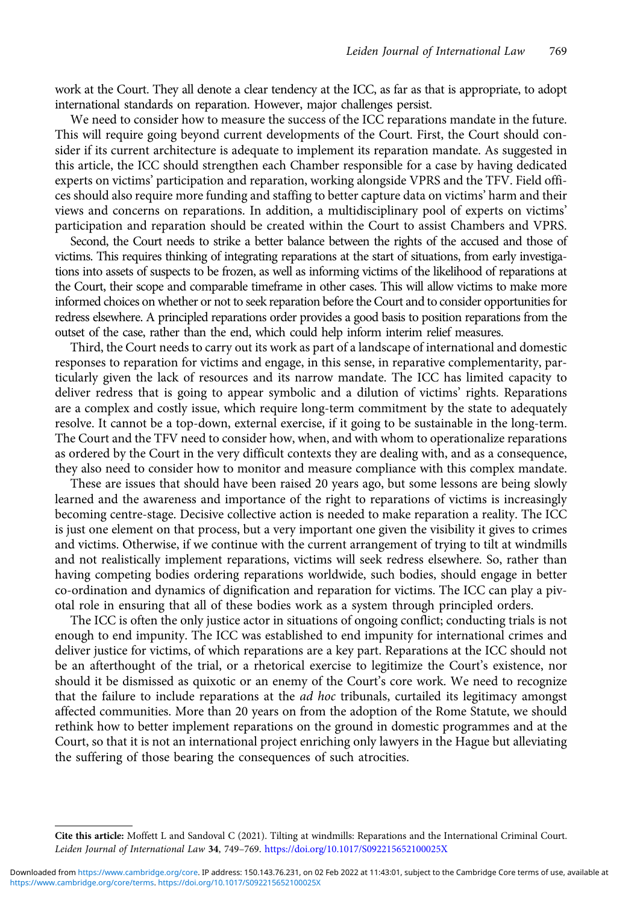work at the Court. They all denote a clear tendency at the ICC, as far as that is appropriate, to adopt international standards on reparation. However, major challenges persist.

We need to consider how to measure the success of the ICC reparations mandate in the future. This will require going beyond current developments of the Court. First, the Court should consider if its current architecture is adequate to implement its reparation mandate. As suggested in this article, the ICC should strengthen each Chamber responsible for a case by having dedicated experts on victims' participation and reparation, working alongside VPRS and the TFV. Field offices should also require more funding and staffing to better capture data on victims' harm and their views and concerns on reparations. In addition, a multidisciplinary pool of experts on victims' participation and reparation should be created within the Court to assist Chambers and VPRS.

Second, the Court needs to strike a better balance between the rights of the accused and those of victims. This requires thinking of integrating reparations at the start of situations, from early investigations into assets of suspects to be frozen, as well as informing victims of the likelihood of reparations at the Court, their scope and comparable timeframe in other cases. This will allow victims to make more informed choices on whether or not to seek reparation before the Court and to consider opportunities for redress elsewhere. A principled reparations order provides a good basis to position reparations from the outset of the case, rather than the end, which could help inform interim relief measures.

Third, the Court needs to carry out its work as part of a landscape of international and domestic responses to reparation for victims and engage, in this sense, in reparative complementarity, particularly given the lack of resources and its narrow mandate. The ICC has limited capacity to deliver redress that is going to appear symbolic and a dilution of victims' rights. Reparations are a complex and costly issue, which require long-term commitment by the state to adequately resolve. It cannot be a top-down, external exercise, if it going to be sustainable in the long-term. The Court and the TFV need to consider how, when, and with whom to operationalize reparations as ordered by the Court in the very difficult contexts they are dealing with, and as a consequence, they also need to consider how to monitor and measure compliance with this complex mandate.

These are issues that should have been raised 20 years ago, but some lessons are being slowly learned and the awareness and importance of the right to reparations of victims is increasingly becoming centre-stage. Decisive collective action is needed to make reparation a reality. The ICC is just one element on that process, but a very important one given the visibility it gives to crimes and victims. Otherwise, if we continue with the current arrangement of trying to tilt at windmills and not realistically implement reparations, victims will seek redress elsewhere. So, rather than having competing bodies ordering reparations worldwide, such bodies, should engage in better co-ordination and dynamics of dignification and reparation for victims. The ICC can play a pivotal role in ensuring that all of these bodies work as a system through principled orders.

The ICC is often the only justice actor in situations of ongoing conflict; conducting trials is not enough to end impunity. The ICC was established to end impunity for international crimes and deliver justice for victims, of which reparations are a key part. Reparations at the ICC should not be an afterthought of the trial, or a rhetorical exercise to legitimize the Court's existence, nor should it be dismissed as quixotic or an enemy of the Court's core work. We need to recognize that the failure to include reparations at the *ad hoc* tribunals, curtailed its legitimacy amongst affected communities. More than 20 years on from the adoption of the Rome Statute, we should rethink how to better implement reparations on the ground in domestic programmes and at the Court, so that it is not an international project enriching only lawyers in the Hague but alleviating the suffering of those bearing the consequences of such atrocities.

**Cite this article:** Moffett L and Sandoval C (2021). Tilting at windmills: Reparations and the International Criminal Court. *Leiden Journal of International Law* **34**, 749–769. https://doi.org/10.1017/S092215652100025X